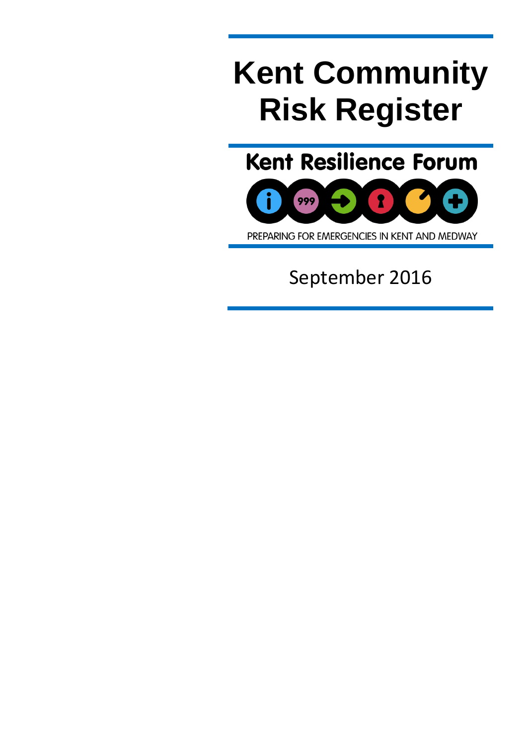# Kent Community Risk Register

Kent Resilience Forum

PREPARING FOR EMERGENCIES IN KENT AND MEDWAY

September 2016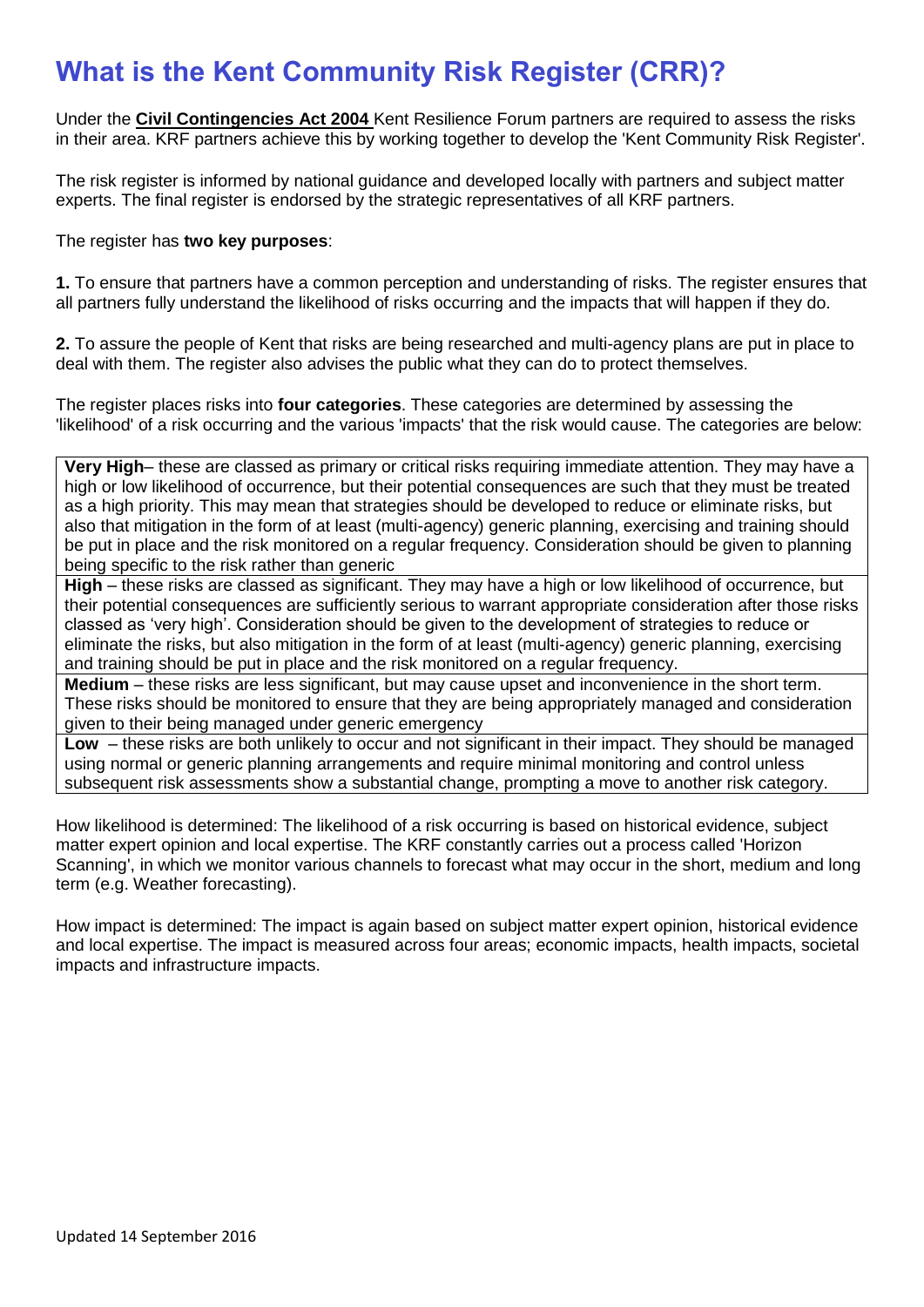# What is the Kent Community Risk Register (CRR)?

Under the **Civil Contingencies Act 2004** Kent Resilience Forum partners are required to assess the risks in their area. KRF partners achieve this by working together to develop the 'Kent Community Risk Register'.

The risk register is informed by national guidance and developed locally with partners and subject matter experts. The final register is endorsed by the strategic representatives of all KRF partners.

The register has **two key purposes**:

**1.** To ensure that partners have a common perception and understanding of risks. The register ensures that all partners fully understand the likelihood of risks occurring and the impacts that will happen if they do.

**2.** To assure the people of Kent that risks are being researched and multi-agency plans are put in place to deal with them. The register also advises the public what they can do to protect themselves.

The register places risks into **four categories**. These categories are determined by assessing the 'likelihood' of a risk occurring and the various 'impacts' that the risk would cause. The categories are below:

| |
|---|
| **Very High**– these are classed as primary or critical risks requiring immediate attention. They may have a high or low likelihood of occurrence, but their potential consequences are such that they must be treated as a high priority. This may mean that strategies should be developed to reduce or eliminate risks, but also that mitigation in the form of at least (multi-agency) generic planning, exercising and training should be put in place and the risk monitored on a regular frequency. Consideration should be given to planning being specific to the risk rather than generic |
| **High** – these risks are classed as significant. They may have a high or low likelihood of occurrence, but their potential consequences are sufficiently serious to warrant appropriate consideration after those risks classed as 'very high'. Consideration should be given to the development of strategies to reduce or eliminate the risks, but also mitigation in the form of at least (multi-agency) generic planning, exercising and training should be put in place and the risk monitored on a regular frequency. |
| **Medium** – these risks are less significant, but may cause upset and inconvenience in the short term. These risks should be monitored to ensure that they are being appropriately managed and consideration given to their being managed under generic emergency |
| **Low** – these risks are both unlikely to occur and not significant in their impact. They should be managed using normal or generic planning arrangements and require minimal monitoring and control unless subsequent risk assessments show a substantial change, prompting a move to another risk category. |

How likelihood is determined: The likelihood of a risk occurring is based on historical evidence, subject matter expert opinion and local expertise. The KRF constantly carries out a process called 'Horizon Scanning', in which we monitor various channels to forecast what may occur in the short, medium and long term (e.g. Weather forecasting).

How impact is determined: The impact is again based on subject matter expert opinion, historical evidence and local expertise. The impact is measured across four areas; economic impacts, health impacts, societal impacts and infrastructure impacts.

Updated 14 September 2016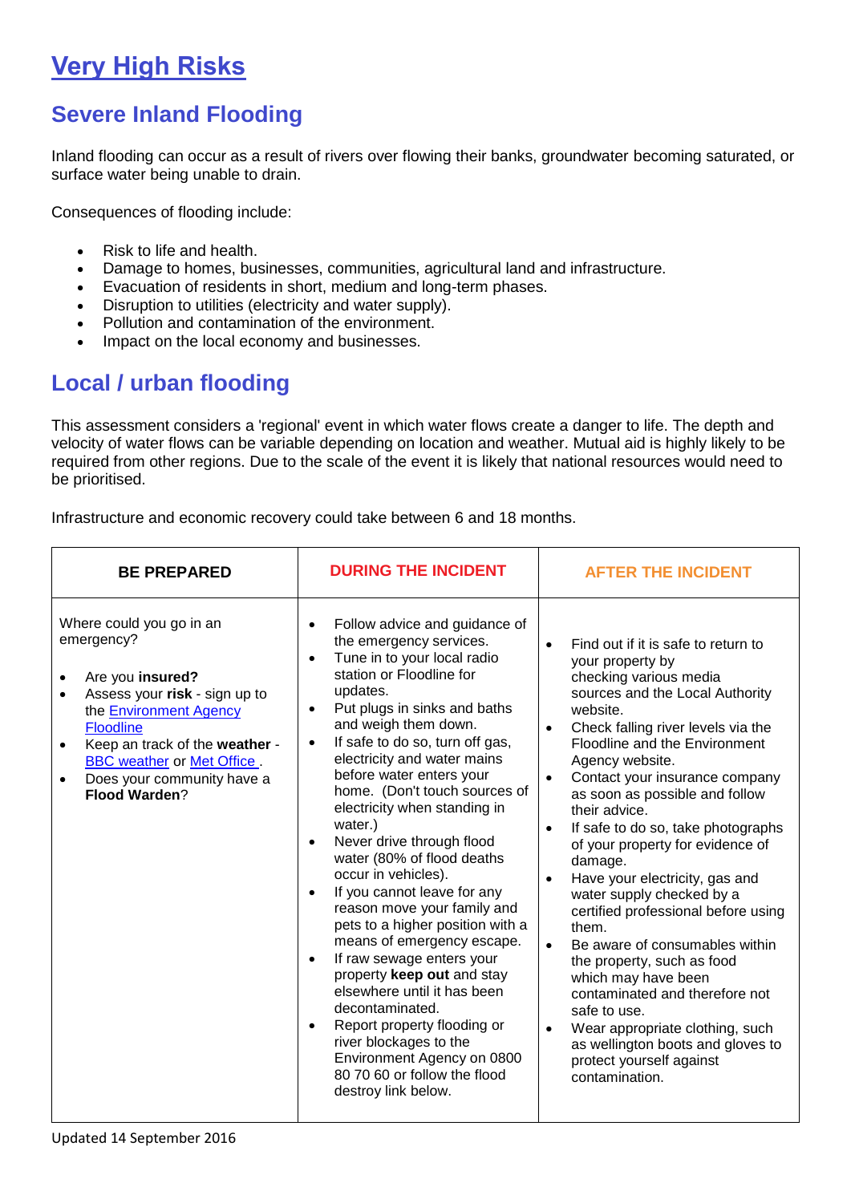# Very High Risks

## Severe Inland Flooding

Inland flooding can occur as a result of rivers over flowing their banks, groundwater becoming saturated, or surface water being unable to drain.

Consequences of flooding include:

- Risk to life and health.
- Damage to homes, businesses, communities, agricultural land and infrastructure.
- Evacuation of residents in short, medium and long-term phases.
- Disruption to utilities (electricity and water supply).
- Pollution and contamination of the environment.
- Impact on the local economy and businesses.

## Local / urban flooding

This assessment considers a 'regional' event in which water flows create a danger to life. The depth and velocity of water flows can be variable depending on location and weather. Mutual aid is highly likely to be required from other regions. Due to the scale of the event it is likely that national resources would need to be prioritised.

Infrastructure and economic recovery could take between 6 and 18 months.

| BE PREPARED | DURING THE INCIDENT | AFTER THE INCIDENT |
|---|---|---|
| Where could you go in an emergency?<br><br>• Are you **insured?**<br>• Assess your **risk** - sign up to the Environment Agency Floodline<br>• Keep an track of the **weather** - BBC weather or Met Office .<br>• Does your community have a **Flood Warden**? | • Follow advice and guidance of the emergency services.<br>• Tune in to your local radio station or Floodline for updates.<br>• Put plugs in sinks and baths and weigh them down.<br>• If safe to do so, turn off gas, electricity and water mains before water enters your home. (Don't touch sources of electricity when standing in water.)<br>• Never drive through flood water (80% of flood deaths occur in vehicles).<br>• If you cannot leave for any reason move your family and pets to a higher position with a means of emergency escape.<br>• If raw sewage enters your property **keep out** and stay elsewhere until it has been decontaminated.<br>• Report property flooding or river blockages to the Environment Agency on 0800 80 70 60 or follow the flood destroy link below. | • Find out if it is safe to return to your property by checking various media sources and the Local Authority website.<br>• Check falling river levels via the Floodline and the Environment Agency website.<br>• Contact your insurance company as soon as possible and follow their advice.<br>• If safe to do so, take photographs of your property for evidence of damage.<br>• Have your electricity, gas and water supply checked by a certified professional before using them.<br>• Be aware of consumables within the property, such as food which may have been contaminated and therefore not safe to use.<br>• Wear appropriate clothing, such as wellington boots and gloves to protect yourself against contamination. |

Updated 14 September 2016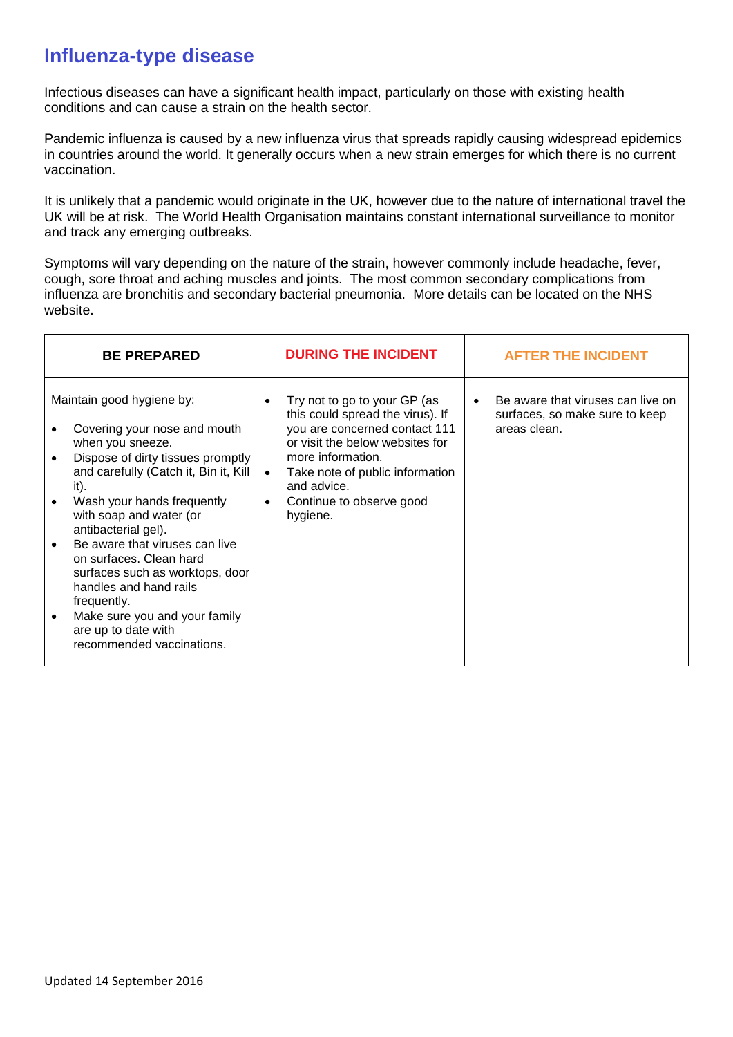# Influenza-type disease

Infectious diseases can have a significant health impact, particularly on those with existing health conditions and can cause a strain on the health sector.

Pandemic influenza is caused by a new influenza virus that spreads rapidly causing widespread epidemics in countries around the world. It generally occurs when a new strain emerges for which there is no current vaccination.

It is unlikely that a pandemic would originate in the UK, however due to the nature of international travel the UK will be at risk. The World Health Organisation maintains constant international surveillance to monitor and track any emerging outbreaks.

Symptoms will vary depending on the nature of the strain, however commonly include headache, fever, cough, sore throat and aching muscles and joints. The most common secondary complications from influenza are bronchitis and secondary bacterial pneumonia. More details can be located on the NHS website.

| BE PREPARED | DURING THE INCIDENT | AFTER THE INCIDENT |
|---|---|---|
| Maintain good hygiene by:<br>• Covering your nose and mouth when you sneeze.<br>• Dispose of dirty tissues promptly and carefully (Catch it, Bin it, Kill it).<br>• Wash your hands frequently with soap and water (or antibacterial gel).<br>• Be aware that viruses can live on surfaces. Clean hard surfaces such as worktops, door handles and hand rails frequently.<br>• Make sure you and your family are up to date with recommended vaccinations. | • Try not to go to your GP (as this could spread the virus). If you are concerned contact 111 or visit the below websites for more information.<br>• Take note of public information and advice.<br>• Continue to observe good hygiene. | • Be aware that viruses can live on surfaces, so make sure to keep areas clean. |

Updated 14 September 2016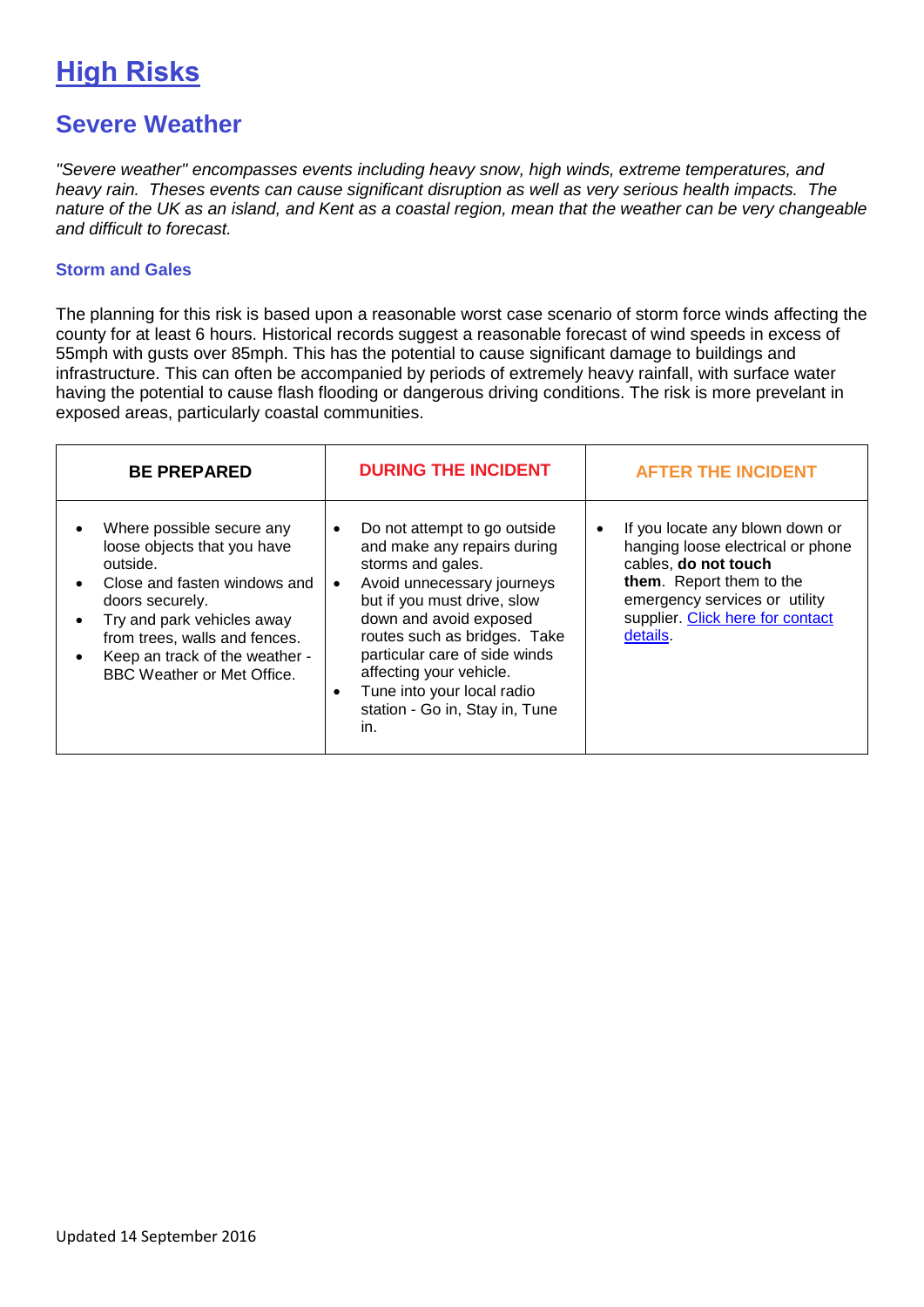# High Risks

## Severe Weather

*"Severe weather" encompasses events including heavy snow, high winds, extreme temperatures, and heavy rain. Theses events can cause significant disruption as well as very serious health impacts. The nature of the UK as an island, and Kent as a coastal region, mean that the weather can be very changeable and difficult to forecast.*

### Storm and Gales

The planning for this risk is based upon a reasonable worst case scenario of storm force winds affecting the county for at least 6 hours. Historical records suggest a reasonable forecast of wind speeds in excess of 55mph with gusts over 85mph. This has the potential to cause significant damage to buildings and infrastructure. This can often be accompanied by periods of extremely heavy rainfall, with surface water having the potential to cause flash flooding or dangerous driving conditions. The risk is more prevelant in exposed areas, particularly coastal communities.

| BE PREPARED | DURING THE INCIDENT | AFTER THE INCIDENT |
|---|---|---|
| • Where possible secure any loose objects that you have outside.<br>• Close and fasten windows and doors securely.<br>• Try and park vehicles away from trees, walls and fences.<br>• Keep an track of the weather - BBC Weather or Met Office. | • Do not attempt to go outside and make any repairs during storms and gales.<br>• Avoid unnecessary journeys but if you must drive, slow down and avoid exposed routes such as bridges. Take particular care of side winds affecting your vehicle.<br>• Tune into your local radio station - Go in, Stay in, Tune in. | • If you locate any blown down or hanging loose electrical or phone cables, **do not touch them**. Report them to the emergency services or utility supplier. Click here for contact details. |

Updated 14 September 2016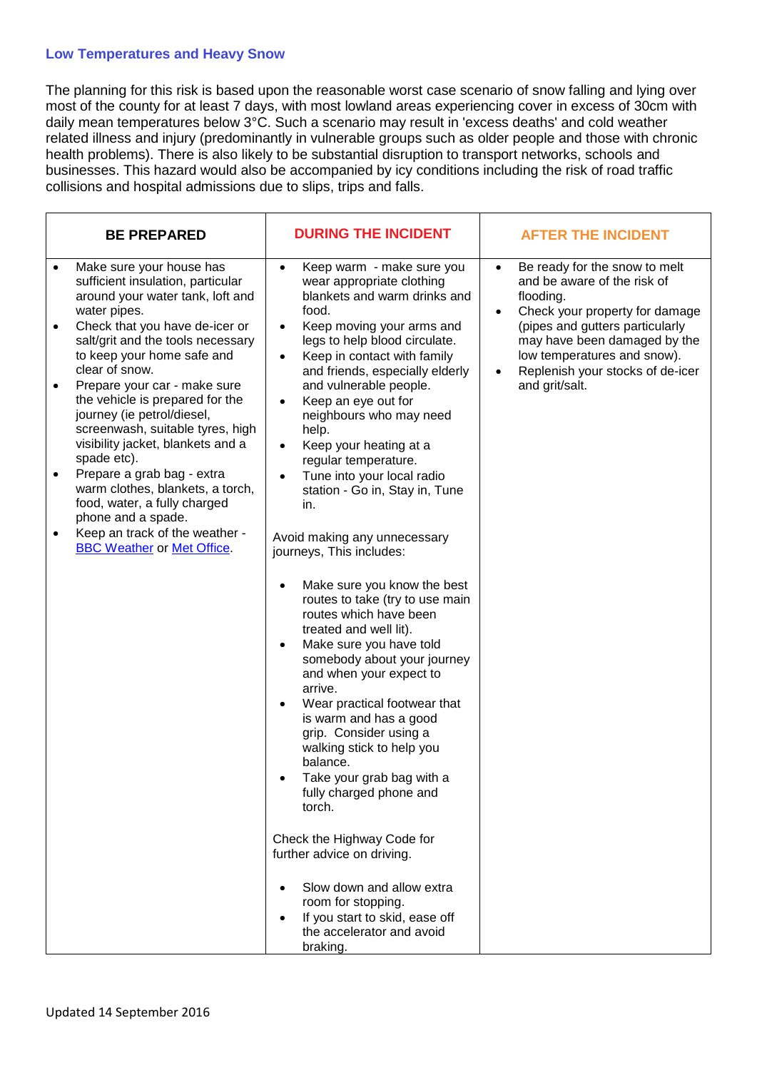## Low Temperatures and Heavy Snow

The planning for this risk is based upon the reasonable worst case scenario of snow falling and lying over most of the county for at least 7 days, with most lowland areas experiencing cover in excess of 30cm with daily mean temperatures below 3°C. Such a scenario may result in 'excess deaths' and cold weather related illness and injury (predominantly in vulnerable groups such as older people and those with chronic health problems). There is also likely to be substantial disruption to transport networks, schools and businesses. This hazard would also be accompanied by icy conditions including the risk of road traffic collisions and hospital admissions due to slips, trips and falls.

| BE PREPARED | DURING THE INCIDENT | AFTER THE INCIDENT |
|---|---|---|
| • Make sure your house has sufficient insulation, particular around your water tank, loft and water pipes.<br>• Check that you have de-icer or salt/grit and the tools necessary to keep your home safe and clear of snow.<br>• Prepare your car - make sure the vehicle is prepared for the journey (ie petrol/diesel, screenwash, suitable tyres, high visibility jacket, blankets and a spade etc).<br>• Prepare a grab bag - extra warm clothes, blankets, a torch, food, water, a fully charged phone and a spade.<br>• Keep an track of the weather - BBC Weather or Met Office. | • Keep warm - make sure you wear appropriate clothing blankets and warm drinks and food.<br>• Keep moving your arms and legs to help blood circulate.<br>• Keep in contact with family and friends, especially elderly and vulnerable people.<br>• Keep an eye out for neighbours who may need help.<br>• Keep your heating at a regular temperature.<br>• Tune into your local radio station - Go in, Stay in, Tune in.<br><br>Avoid making any unnecessary journeys, This includes:<br><br>• Make sure you know the best routes to take (try to use main routes which have been treated and well lit).<br>• Make sure you have told somebody about your journey and when your expect to arrive.<br>• Wear practical footwear that is warm and has a good grip. Consider using a walking stick to help you balance.<br>• Take your grab bag with a fully charged phone and torch.<br><br>Check the Highway Code for further advice on driving.<br><br>• Slow down and allow extra room for stopping.<br>• If you start to skid, ease off the accelerator and avoid braking. | • Be ready for the snow to melt and be aware of the risk of flooding.<br>• Check your property for damage (pipes and gutters particularly may have been damaged by the low temperatures and snow).<br>• Replenish your stocks of de-icer and grit/salt. |

Updated 14 September 2016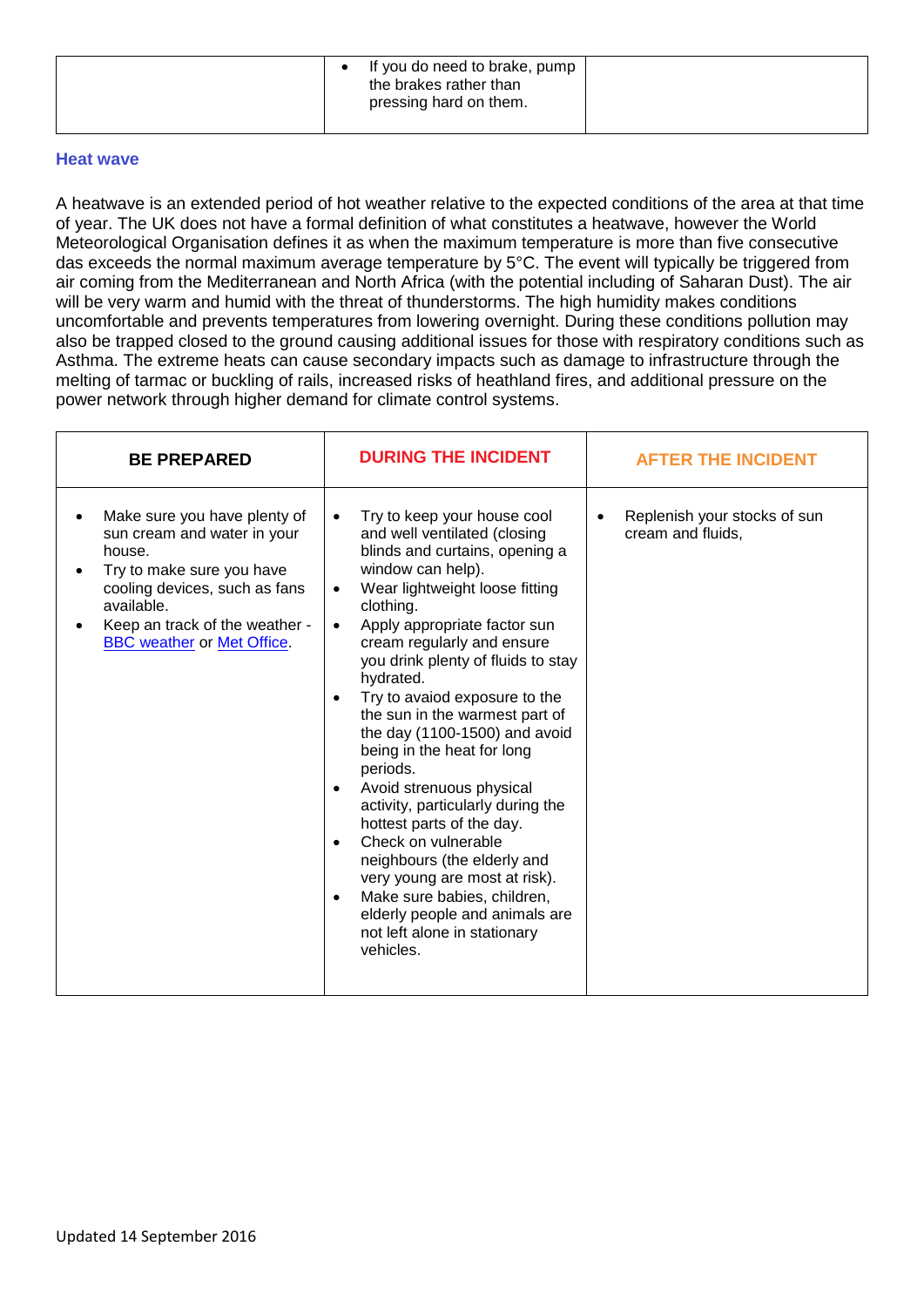| | • If you do need to brake, pump the brakes rather than pressing hard on them. | |
|---|---|---|

### Heat wave

A heatwave is an extended period of hot weather relative to the expected conditions of the area at that time of year. The UK does not have a formal definition of what constitutes a heatwave, however the World Meteorological Organisation defines it as when the maximum temperature is more than five consecutive das exceeds the normal maximum average temperature by 5°C. The event will typically be triggered from air coming from the Mediterranean and North Africa (with the potential including of Saharan Dust). The air will be very warm and humid with the threat of thunderstorms. The high humidity makes conditions uncomfortable and prevents temperatures from lowering overnight. During these conditions pollution may also be trapped closed to the ground causing additional issues for those with respiratory conditions such as Asthma. The extreme heats can cause secondary impacts such as damage to infrastructure through the melting of tarmac or buckling of rails, increased risks of heathland fires, and additional pressure on the power network through higher demand for climate control systems.

| BE PREPARED | DURING THE INCIDENT | AFTER THE INCIDENT |
|---|---|---|
| • Make sure you have plenty of sun cream and water in your house.<br>• Try to make sure you have cooling devices, such as fans available.<br>• Keep an track of the weather - [BBC weather] or [Met Office]. | • Try to keep your house cool and well ventilated (closing blinds and curtains, opening a window can help).<br>• Wear lightweight loose fitting clothing.<br>• Apply appropriate factor sun cream regularly and ensure you drink plenty of fluids to stay hydrated.<br>• Try to avaiod exposure to the the sun in the warmest part of the day (1100-1500) and avoid being in the heat for long periods.<br>• Avoid strenuous physical activity, particularly during the hottest parts of the day.<br>• Check on vulnerable neighbours (the elderly and very young are most at risk).<br>• Make sure babies, children, elderly people and animals are not left alone in stationary vehicles. | • Replenish your stocks of sun cream and fluids, |

Updated 14 September 2016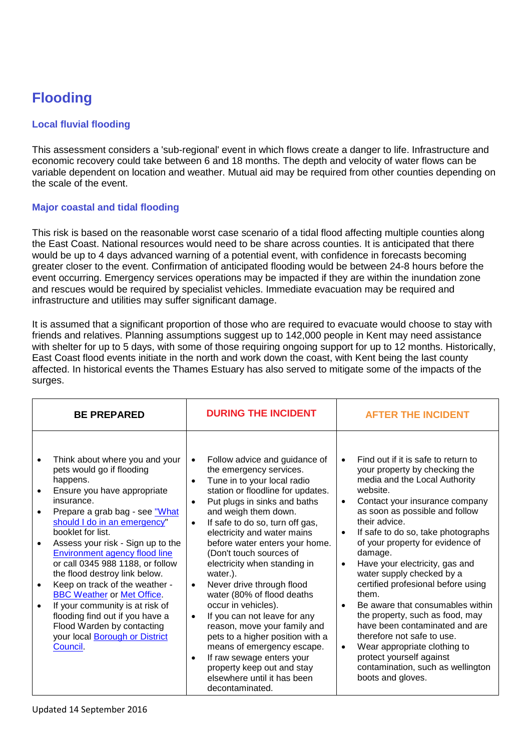# Flooding

### Local fluvial flooding

This assessment considers a 'sub-regional' event in which flows create a danger to life. Infrastructure and economic recovery could take between 6 and 18 months. The depth and velocity of water flows can be variable dependent on location and weather. Mutual aid may be required from other counties depending on the scale of the event.

### Major coastal and tidal flooding

This risk is based on the reasonable worst case scenario of a tidal flood affecting multiple counties along the East Coast. National resources would need to be share across counties. It is anticipated that there would be up to 4 days advanced warning of a potential event, with confidence in forecasts becoming greater closer to the event. Confirmation of anticipated flooding would be between 24-8 hours before the event occurring. Emergency services operations may be impacted if they are within the inundation zone and rescues would be required by specialist vehicles. Immediate evacuation may be required and infrastructure and utilities may suffer significant damage.

It is assumed that a significant proportion of those who are required to evacuate would choose to stay with friends and relatives. Planning assumptions suggest up to 142,000 people in Kent may need assistance with shelter for up to 5 days, with some of those requiring ongoing support for up to 12 months. Historically, East Coast flood events initiate in the north and work down the coast, with Kent being the last county affected. In historical events the Thames Estuary has also served to mitigate some of the impacts of the surges.

| BE PREPARED | DURING THE INCIDENT | AFTER THE INCIDENT |
|---|---|---|
| • Think about where you and your pets would go if flooding happens.<br>• Ensure you have appropriate insurance.<br>• Prepare a grab bag - see "What should I do in an emergency" booklet for list.<br>• Assess your risk - Sign up to the Environment agency flood line or call 0345 988 1188, or follow the flood destroy link below.<br>• Keep on track of the weather - BBC Weather or Met Office.<br>• If your community is at risk of flooding find out if you have a Flood Warden by contacting your local Borough or District Council. | • Follow advice and guidance of the emergency services.<br>• Tune in to your local radio station or floodline for updates.<br>• Put plugs in sinks and baths and weigh them down.<br>• If safe to do so, turn off gas, electricity and water mains before water enters your home. (Don't touch sources of electricity when standing in water.).<br>• Never drive through flood water (80% of flood deaths occur in vehicles).<br>• If you can not leave for any reason, move your family and pets to a higher position with a means of emergency escape.<br>• If raw sewage enters your property keep out and stay elsewhere until it has been decontaminated. | • Find out if it is safe to return to your property by checking the media and the Local Authority website.<br>• Contact your insurance company as soon as possible and follow their advice.<br>• If safe to do so, take photographs of your property for evidence of damage.<br>• Have your electricity, gas and water supply checked by a certified profesional before using them.<br>• Be aware that consumables within the property, such as food, may have been contaminated and are therefore not safe to use.<br>• Wear appropriate clothing to protect yourself against contamination, such as wellington boots and gloves. |

Updated 14 September 2016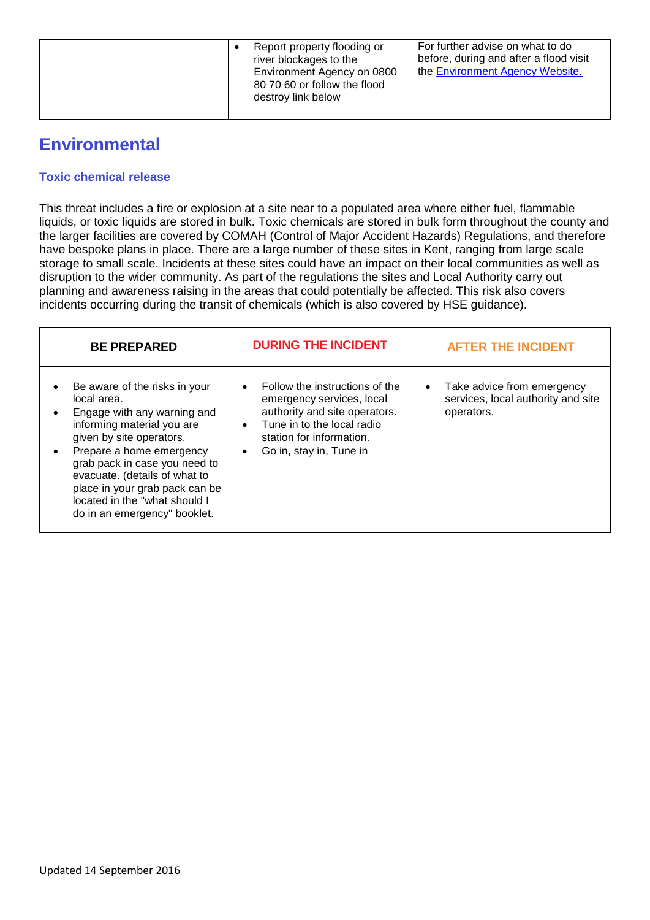| | • Report property flooding or river blockages to the Environment Agency on 0800 80 70 60 or follow the flood destroy link below | For further advise on what to do before, during and after a flood visit the Environment Agency Website. |
|---|---|---|

## Environmental

### Toxic chemical release

This threat includes a fire or explosion at a site near to a populated area where either fuel, flammable liquids, or toxic liquids are stored in bulk. Toxic chemicals are stored in bulk form throughout the county and the larger facilities are covered by COMAH (Control of Major Accident Hazards) Regulations, and therefore have bespoke plans in place. There are a large number of these sites in Kent, ranging from large scale storage to small scale. Incidents at these sites could have an impact on their local communities as well as disruption to the wider community. As part of the regulations the sites and Local Authority carry out planning and awareness raising in the areas that could potentially be affected. This risk also covers incidents occurring during the transit of chemicals (which is also covered by HSE guidance).

| BE PREPARED | DURING THE INCIDENT | AFTER THE INCIDENT |
|---|---|---|
| • Be aware of the risks in your local area.<br>• Engage with any warning and informing material you are given by site operators.<br>• Prepare a home emergency grab pack in case you need to evacuate. (details of what to place in your grab pack can be located in the "what should I do in an emergency" booklet. | • Follow the instructions of the emergency services, local authority and site operators.<br>• Tune in to the local radio station for information.<br>• Go in, stay in, Tune in | • Take advice from emergency services, local authority and site operators. |

Updated 14 September 2016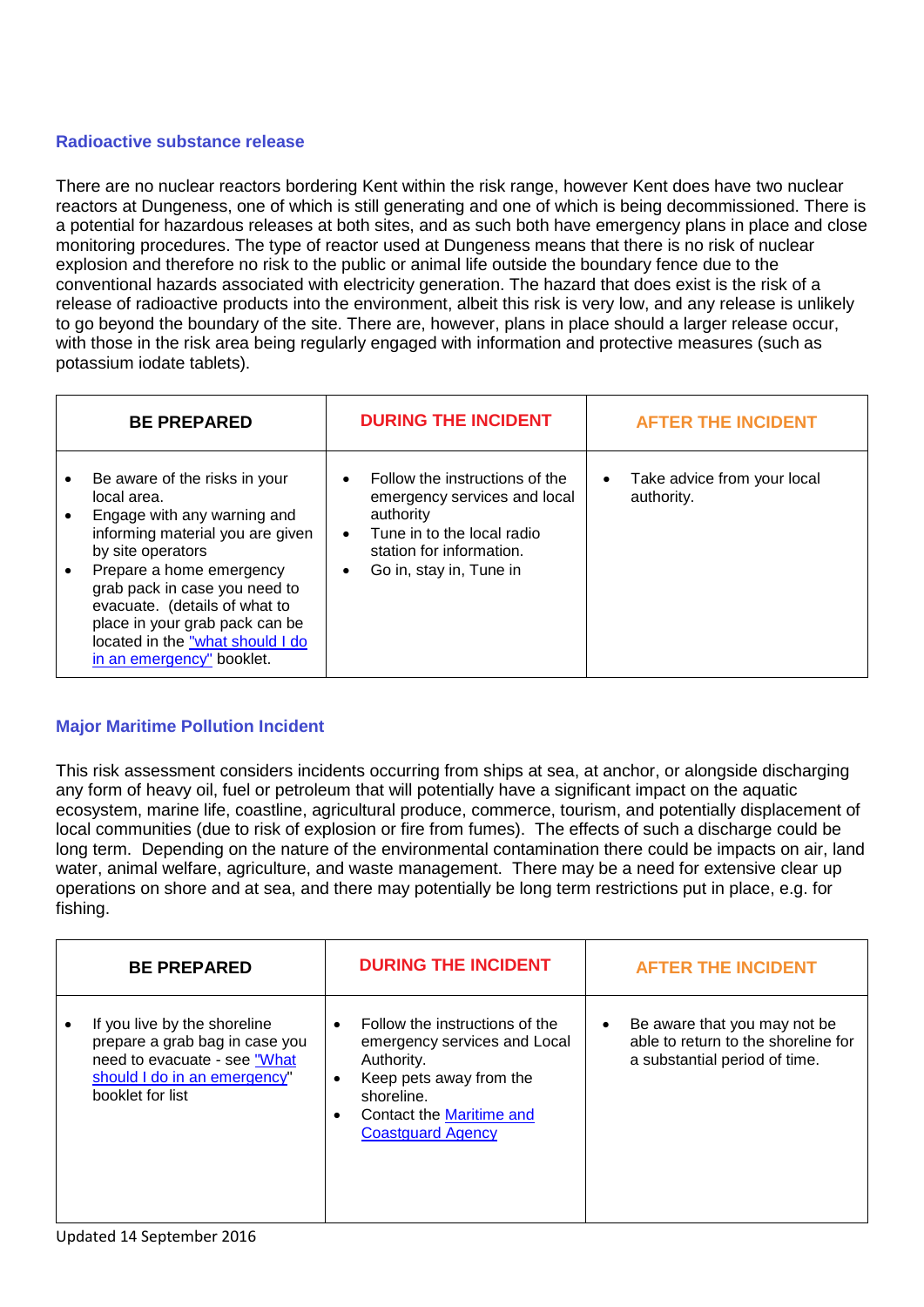### Radioactive substance release

There are no nuclear reactors bordering Kent within the risk range, however Kent does have two nuclear reactors at Dungeness, one of which is still generating and one of which is being decommissioned. There is a potential for hazardous releases at both sites, and as such both have emergency plans in place and close monitoring procedures. The type of reactor used at Dungeness means that there is no risk of nuclear explosion and therefore no risk to the public or animal life outside the boundary fence due to the conventional hazards associated with electricity generation. The hazard that does exist is the risk of a release of radioactive products into the environment, albeit this risk is very low, and any release is unlikely to go beyond the boundary of the site. There are, however, plans in place should a larger release occur, with those in the risk area being regularly engaged with information and protective measures (such as potassium iodate tablets).

| BE PREPARED | DURING THE INCIDENT | AFTER THE INCIDENT |
|---|---|---|
| • Be aware of the risks in your local area.<br>• Engage with any warning and informing material you are given by site operators<br>• Prepare a home emergency grab pack in case you need to evacuate. (details of what to place in your grab pack can be located in the "what should I do in an emergency" booklet. | • Follow the instructions of the emergency services and local authority<br>• Tune in to the local radio station for information.<br>• Go in, stay in, Tune in | • Take advice from your local authority. |

### Major Maritime Pollution Incident

This risk assessment considers incidents occurring from ships at sea, at anchor, or alongside discharging any form of heavy oil, fuel or petroleum that will potentially have a significant impact on the aquatic ecosystem, marine life, coastline, agricultural produce, commerce, tourism, and potentially displacement of local communities (due to risk of explosion or fire from fumes). The effects of such a discharge could be long term. Depending on the nature of the environmental contamination there could be impacts on air, land water, animal welfare, agriculture, and waste management. There may be a need for extensive clear up operations on shore and at sea, and there may potentially be long term restrictions put in place, e.g. for fishing.

| BE PREPARED | DURING THE INCIDENT | AFTER THE INCIDENT |
|---|---|---|
| • If you live by the shoreline prepare a grab bag in case you need to evacuate - see "What should I do in an emergency" booklet for list | • Follow the instructions of the emergency services and Local Authority.<br>• Keep pets away from the shoreline.<br>• Contact the Maritime and Coastguard Agency | • Be aware that you may not be able to return to the shoreline for a substantial period of time. |

Updated 14 September 2016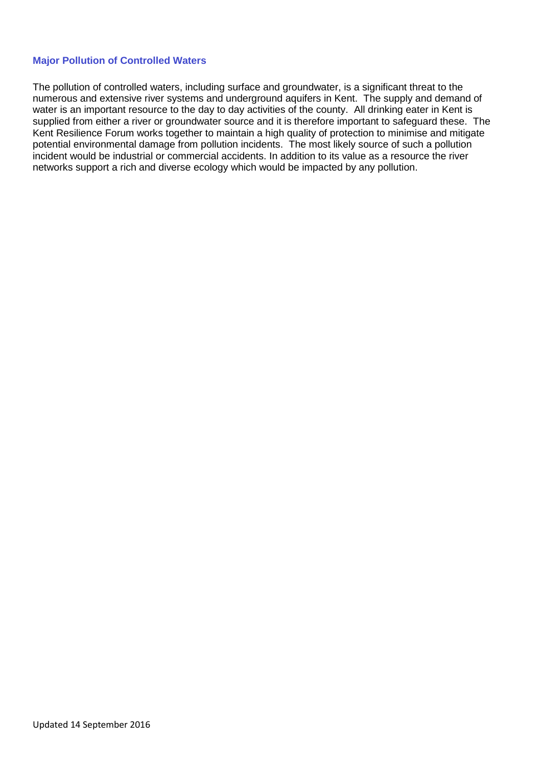### Major Pollution of Controlled Waters

The pollution of controlled waters, including surface and groundwater, is a significant threat to the numerous and extensive river systems and underground aquifers in Kent. The supply and demand of water is an important resource to the day to day activities of the county. All drinking eater in Kent is supplied from either a river or groundwater source and it is therefore important to safeguard these. The Kent Resilience Forum works together to maintain a high quality of protection to minimise and mitigate potential environmental damage from pollution incidents. The most likely source of such a pollution incident would be industrial or commercial accidents. In addition to its value as a resource the river networks support a rich and diverse ecology which would be impacted by any pollution.

Updated 14 September 2016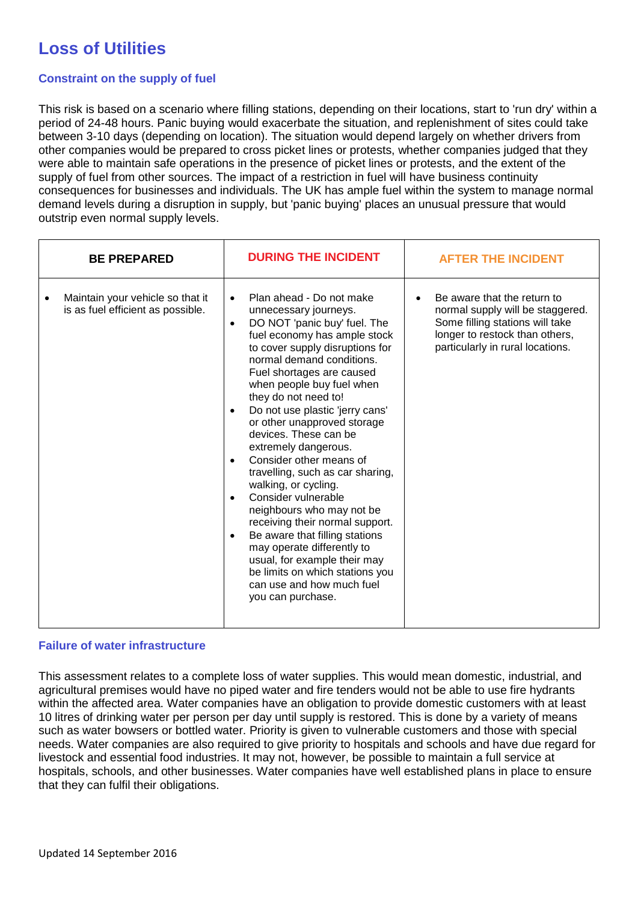# Loss of Utilities

### Constraint on the supply of fuel

This risk is based on a scenario where filling stations, depending on their locations, start to 'run dry' within a period of 24-48 hours. Panic buying would exacerbate the situation, and replenishment of sites could take between 3-10 days (depending on location). The situation would depend largely on whether drivers from other companies would be prepared to cross picket lines or protests, whether companies judged that they were able to maintain safe operations in the presence of picket lines or protests, and the extent of the supply of fuel from other sources. The impact of a restriction in fuel will have business continuity consequences for businesses and individuals. The UK has ample fuel within the system to manage normal demand levels during a disruption in supply, but 'panic buying' places an unusual pressure that would outstrip even normal supply levels.

| BE PREPARED | DURING THE INCIDENT | AFTER THE INCIDENT |
|---|---|---|
| • Maintain your vehicle so that it is as fuel efficient as possible. | • Plan ahead - Do not make unnecessary journeys.<br>• DO NOT 'panic buy' fuel. The fuel economy has ample stock to cover supply disruptions for normal demand conditions. Fuel shortages are caused when people buy fuel when they do not need to!<br>• Do not use plastic 'jerry cans' or other unapproved storage devices. These can be extremely dangerous.<br>• Consider other means of travelling, such as car sharing, walking, or cycling.<br>• Consider vulnerable neighbours who may not be receiving their normal support.<br>• Be aware that filling stations may operate differently to usual, for example their may be limits on which stations you can use and how much fuel you can purchase. | • Be aware that the return to normal supply will be staggered. Some filling stations will take longer to restock than others, particularly in rural locations. |

### Failure of water infrastructure

This assessment relates to a complete loss of water supplies. This would mean domestic, industrial, and agricultural premises would have no piped water and fire tenders would not be able to use fire hydrants within the affected area. Water companies have an obligation to provide domestic customers with at least 10 litres of drinking water per person per day until supply is restored. This is done by a variety of means such as water bowsers or bottled water. Priority is given to vulnerable customers and those with special needs. Water companies are also required to give priority to hospitals and schools and have due regard for livestock and essential food industries. It may not, however, be possible to maintain a full service at hospitals, schools, and other businesses. Water companies have well established plans in place to ensure that they can fulfil their obligations.

Updated 14 September 2016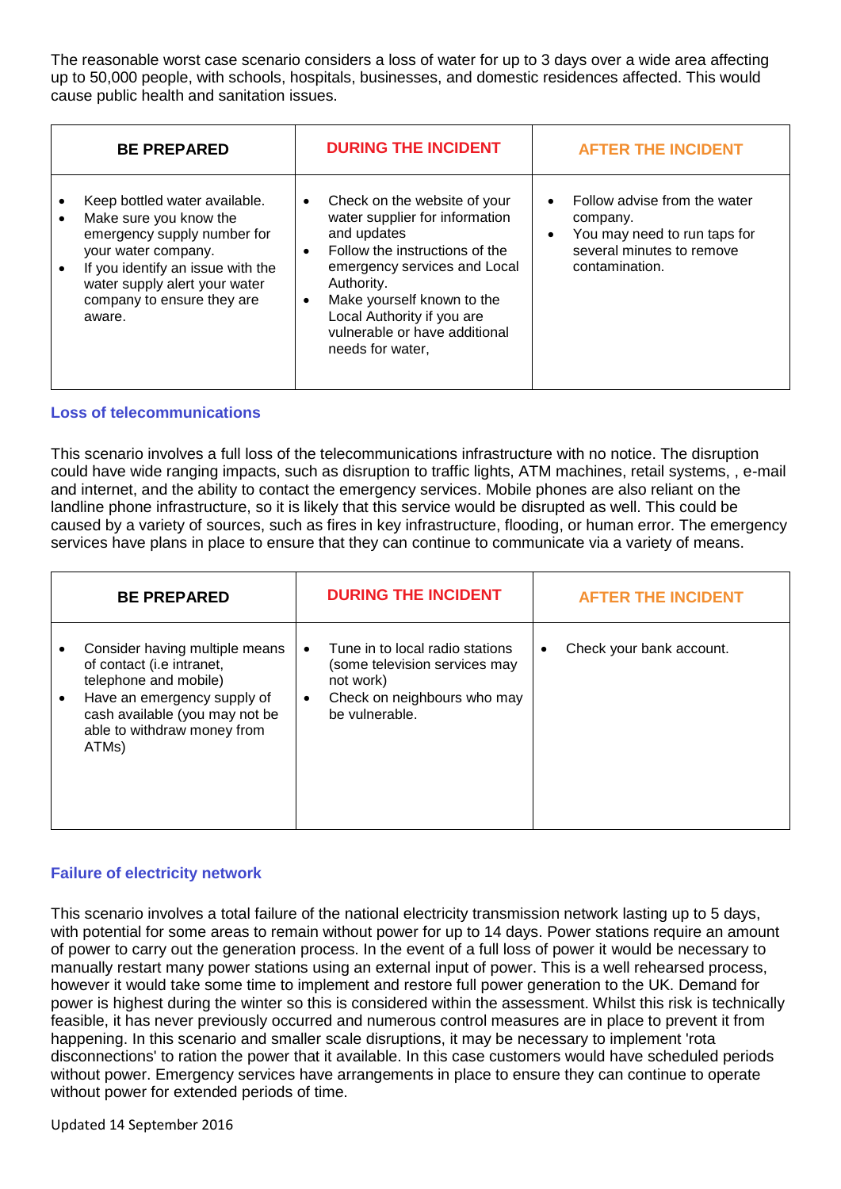The reasonable worst case scenario considers a loss of water for up to 3 days over a wide area affecting up to 50,000 people, with schools, hospitals, businesses, and domestic residences affected. This would cause public health and sanitation issues.

| BE PREPARED | DURING THE INCIDENT | AFTER THE INCIDENT |
|---|---|---|
| • Keep bottled water available.<br>• Make sure you know the emergency supply number for your water company.<br>• If you identify an issue with the water supply alert your water company to ensure they are aware. | • Check on the website of your water supplier for information and updates<br>• Follow the instructions of the emergency services and Local Authority.<br>• Make yourself known to the Local Authority if you are vulnerable or have additional needs for water, | • Follow advise from the water company.<br>• You may need to run taps for several minutes to remove contamination. |

### Loss of telecommunications

This scenario involves a full loss of the telecommunications infrastructure with no notice. The disruption could have wide ranging impacts, such as disruption to traffic lights, ATM machines, retail systems, , e-mail and internet, and the ability to contact the emergency services. Mobile phones are also reliant on the landline phone infrastructure, so it is likely that this service would be disrupted as well. This could be caused by a variety of sources, such as fires in key infrastructure, flooding, or human error. The emergency services have plans in place to ensure that they can continue to communicate via a variety of means.

| BE PREPARED | DURING THE INCIDENT | AFTER THE INCIDENT |
|---|---|---|
| • Consider having multiple means of contact (i.e intranet, telephone and mobile)<br>• Have an emergency supply of cash available (you may not be able to withdraw money from ATMs) | • Tune in to local radio stations (some television services may not work)<br>• Check on neighbours who may be vulnerable. | • Check your bank account. |

### Failure of electricity network

This scenario involves a total failure of the national electricity transmission network lasting up to 5 days, with potential for some areas to remain without power for up to 14 days. Power stations require an amount of power to carry out the generation process. In the event of a full loss of power it would be necessary to manually restart many power stations using an external input of power. This is a well rehearsed process, however it would take some time to implement and restore full power generation to the UK. Demand for power is highest during the winter so this is considered within the assessment. Whilst this risk is technically feasible, it has never previously occurred and numerous control measures are in place to prevent it from happening. In this scenario and smaller scale disruptions, it may be necessary to implement 'rota disconnections' to ration the power that it available. In this case customers would have scheduled periods without power. Emergency services have arrangements in place to ensure they can continue to operate without power for extended periods of time.

Updated 14 September 2016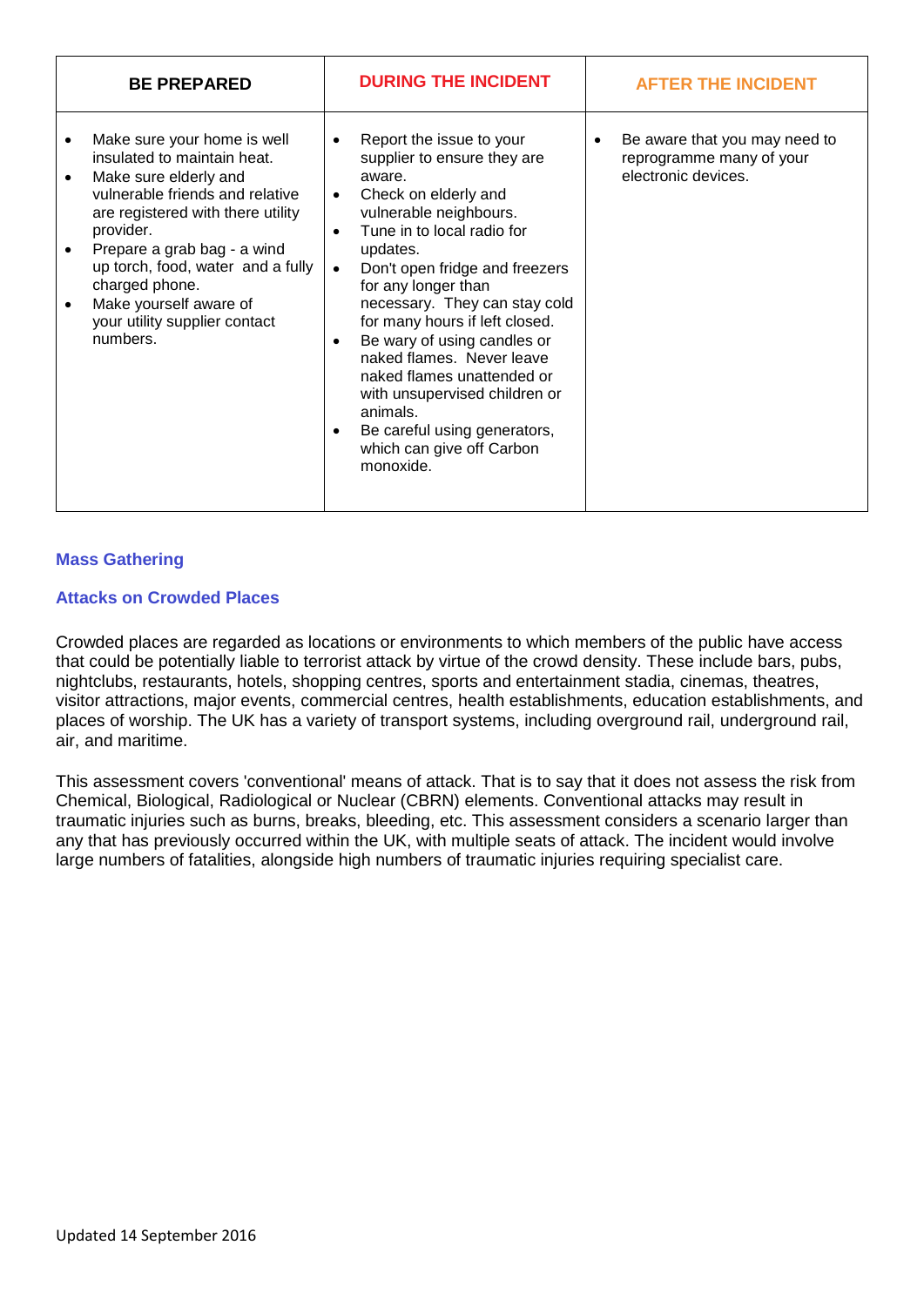| BE PREPARED | DURING THE INCIDENT | AFTER THE INCIDENT |
|---|---|---|
| • Make sure your home is well insulated to maintain heat.<br>• Make sure elderly and vulnerable friends and relative are registered with there utility provider.<br>• Prepare a grab bag - a wind up torch, food, water and a fully charged phone.<br>• Make yourself aware of your utility supplier contact numbers. | • Report the issue to your supplier to ensure they are aware.<br>• Check on elderly and vulnerable neighbours.<br>• Tune in to local radio for updates.<br>• Don't open fridge and freezers for any longer than necessary. They can stay cold for many hours if left closed.<br>• Be wary of using candles or naked flames. Never leave naked flames unattended or with unsupervised children or animals.<br>• Be careful using generators, which can give off Carbon monoxide. | • Be aware that you may need to reprogramme many of your electronic devices. |

### Mass Gathering

### Attacks on Crowded Places

Crowded places are regarded as locations or environments to which members of the public have access that could be potentially liable to terrorist attack by virtue of the crowd density. These include bars, pubs, nightclubs, restaurants, hotels, shopping centres, sports and entertainment stadia, cinemas, theatres, visitor attractions, major events, commercial centres, health establishments, education establishments, and places of worship. The UK has a variety of transport systems, including overground rail, underground rail, air, and maritime.

This assessment covers 'conventional' means of attack. That is to say that it does not assess the risk from Chemical, Biological, Radiological or Nuclear (CBRN) elements. Conventional attacks may result in traumatic injuries such as burns, breaks, bleeding, etc. This assessment considers a scenario larger than any that has previously occurred within the UK, with multiple seats of attack. The incident would involve large numbers of fatalities, alongside high numbers of traumatic injuries requiring specialist care.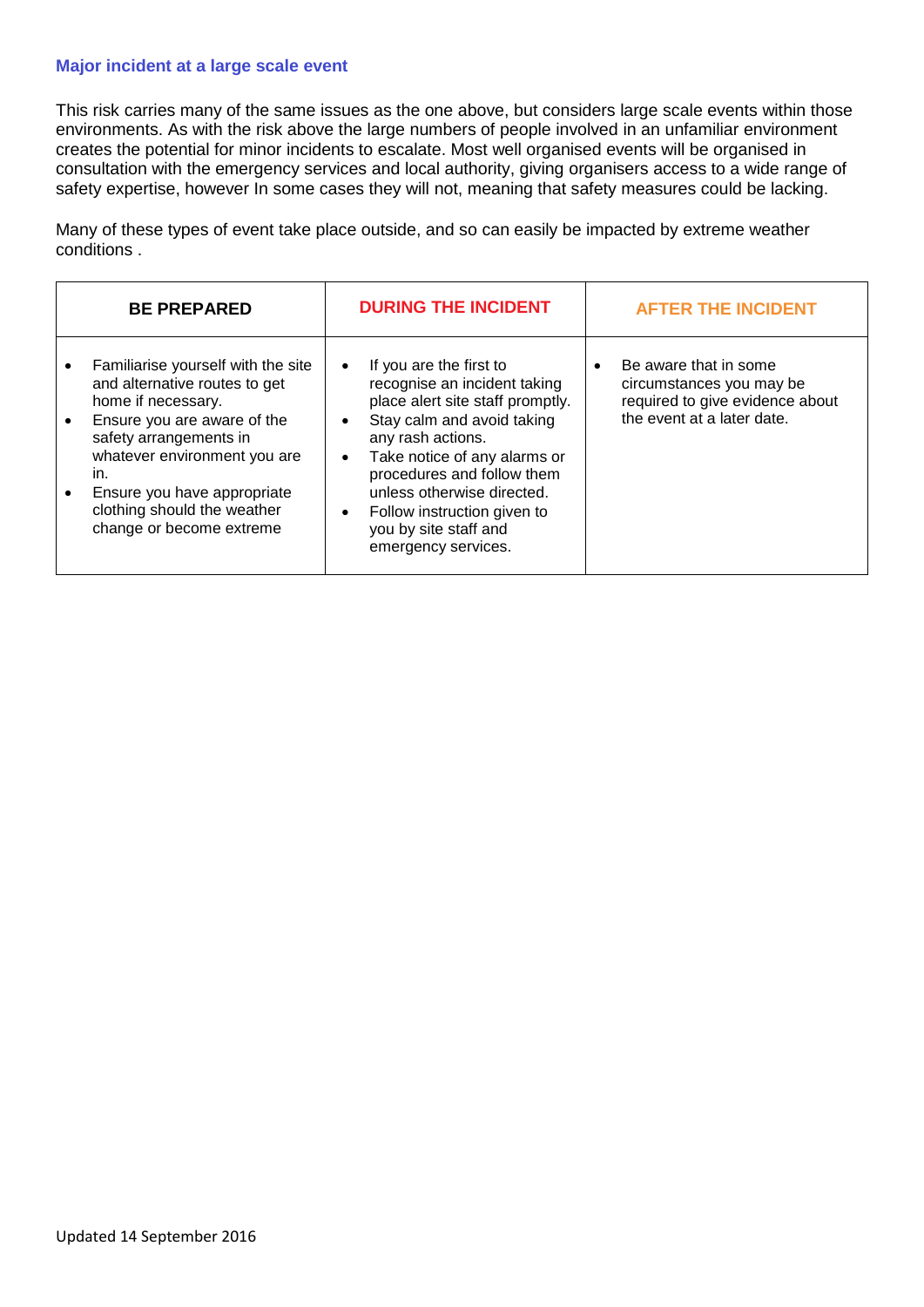### Major incident at a large scale event

This risk carries many of the same issues as the one above, but considers large scale events within those environments. As with the risk above the large numbers of people involved in an unfamiliar environment creates the potential for minor incidents to escalate. Most well organised events will be organised in consultation with the emergency services and local authority, giving organisers access to a wide range of safety expertise, however In some cases they will not, meaning that safety measures could be lacking.

Many of these types of event take place outside, and so can easily be impacted by extreme weather conditions .

| BE PREPARED | DURING THE INCIDENT | AFTER THE INCIDENT |
|---|---|---|
| • Familiarise yourself with the site and alternative routes to get home if necessary.<br>• Ensure you are aware of the safety arrangements in whatever environment you are in.<br>• Ensure you have appropriate clothing should the weather change or become extreme | • If you are the first to recognise an incident taking place alert site staff promptly.<br>• Stay calm and avoid taking any rash actions.<br>• Take notice of any alarms or procedures and follow them unless otherwise directed.<br>• Follow instruction given to you by site staff and emergency services. | • Be aware that in some circumstances you may be required to give evidence about the event at a later date. |

Updated 14 September 2016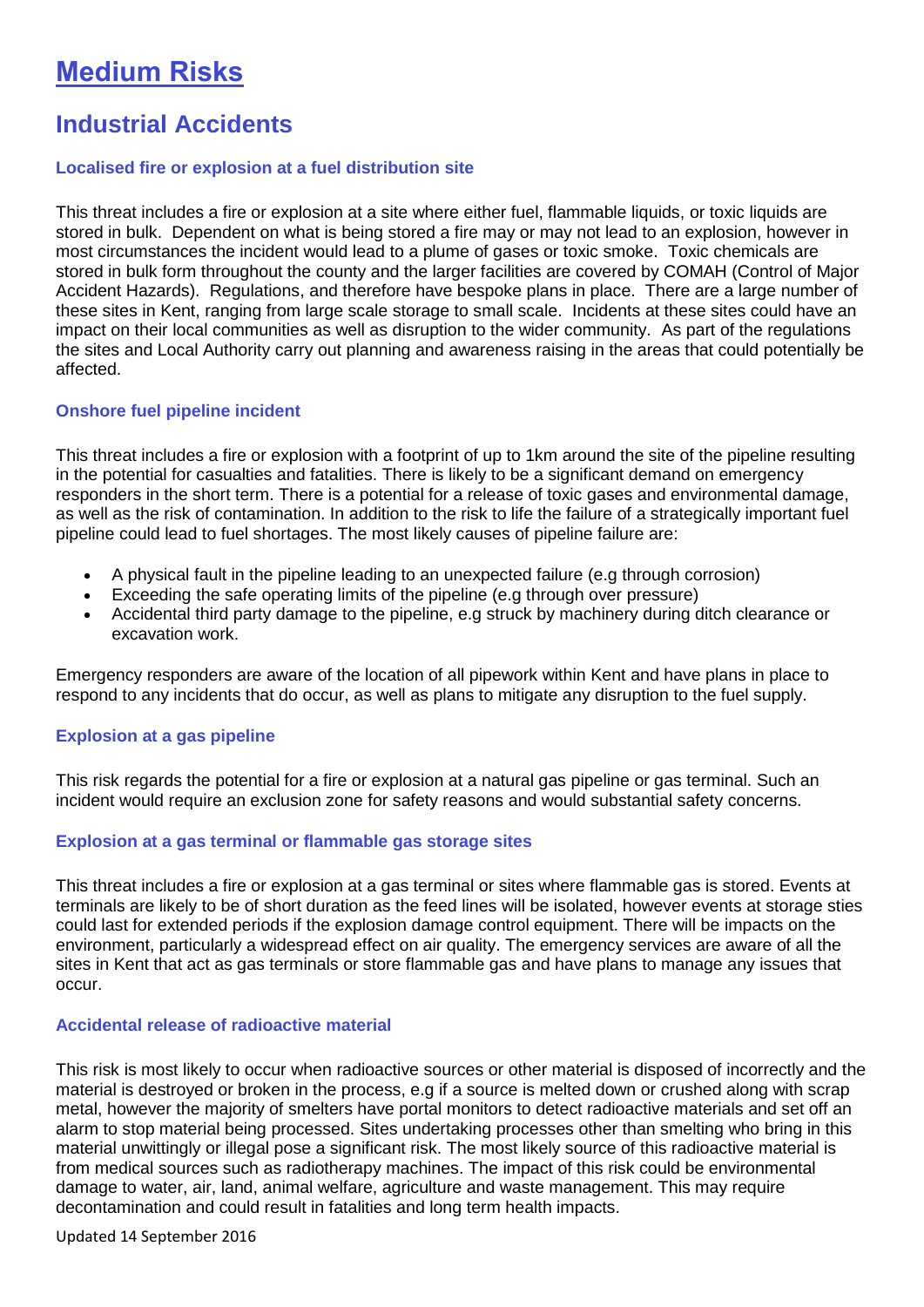# Medium Risks

## Industrial Accidents

### Localised fire or explosion at a fuel distribution site

This threat includes a fire or explosion at a site where either fuel, flammable liquids, or toxic liquids are stored in bulk. Dependent on what is being stored a fire may or may not lead to an explosion, however in most circumstances the incident would lead to a plume of gases or toxic smoke. Toxic chemicals are stored in bulk form throughout the county and the larger facilities are covered by COMAH (Control of Major Accident Hazards). Regulations, and therefore have bespoke plans in place. There are a large number of these sites in Kent, ranging from large scale storage to small scale. Incidents at these sites could have an impact on their local communities as well as disruption to the wider community. As part of the regulations the sites and Local Authority carry out planning and awareness raising in the areas that could potentially be affected.

### Onshore fuel pipeline incident

This threat includes a fire or explosion with a footprint of up to 1km around the site of the pipeline resulting in the potential for casualties and fatalities. There is likely to be a significant demand on emergency responders in the short term. There is a potential for a release of toxic gases and environmental damage, as well as the risk of contamination. In addition to the risk to life the failure of a strategically important fuel pipeline could lead to fuel shortages. The most likely causes of pipeline failure are:

- A physical fault in the pipeline leading to an unexpected failure (e.g through corrosion)
- Exceeding the safe operating limits of the pipeline (e.g through over pressure)
- Accidental third party damage to the pipeline, e.g struck by machinery during ditch clearance or excavation work.

Emergency responders are aware of the location of all pipework within Kent and have plans in place to respond to any incidents that do occur, as well as plans to mitigate any disruption to the fuel supply.

### Explosion at a gas pipeline

This risk regards the potential for a fire or explosion at a natural gas pipeline or gas terminal. Such an incident would require an exclusion zone for safety reasons and would substantial safety concerns.

### Explosion at a gas terminal or flammable gas storage sites

This threat includes a fire or explosion at a gas terminal or sites where flammable gas is stored. Events at terminals are likely to be of short duration as the feed lines will be isolated, however events at storage sties could last for extended periods if the explosion damage control equipment. There will be impacts on the environment, particularly a widespread effect on air quality. The emergency services are aware of all the sites in Kent that act as gas terminals or store flammable gas and have plans to manage any issues that occur.

### Accidental release of radioactive material

This risk is most likely to occur when radioactive sources or other material is disposed of incorrectly and the material is destroyed or broken in the process, e.g if a source is melted down or crushed along with scrap metal, however the majority of smelters have portal monitors to detect radioactive materials and set off an alarm to stop material being processed. Sites undertaking processes other than smelting who bring in this material unwittingly or illegal pose a significant risk. The most likely source of this radioactive material is from medical sources such as radiotherapy machines. The impact of this risk could be environmental damage to water, air, land, animal welfare, agriculture and waste management. This may require decontamination and could result in fatalities and long term health impacts.

Updated 14 September 2016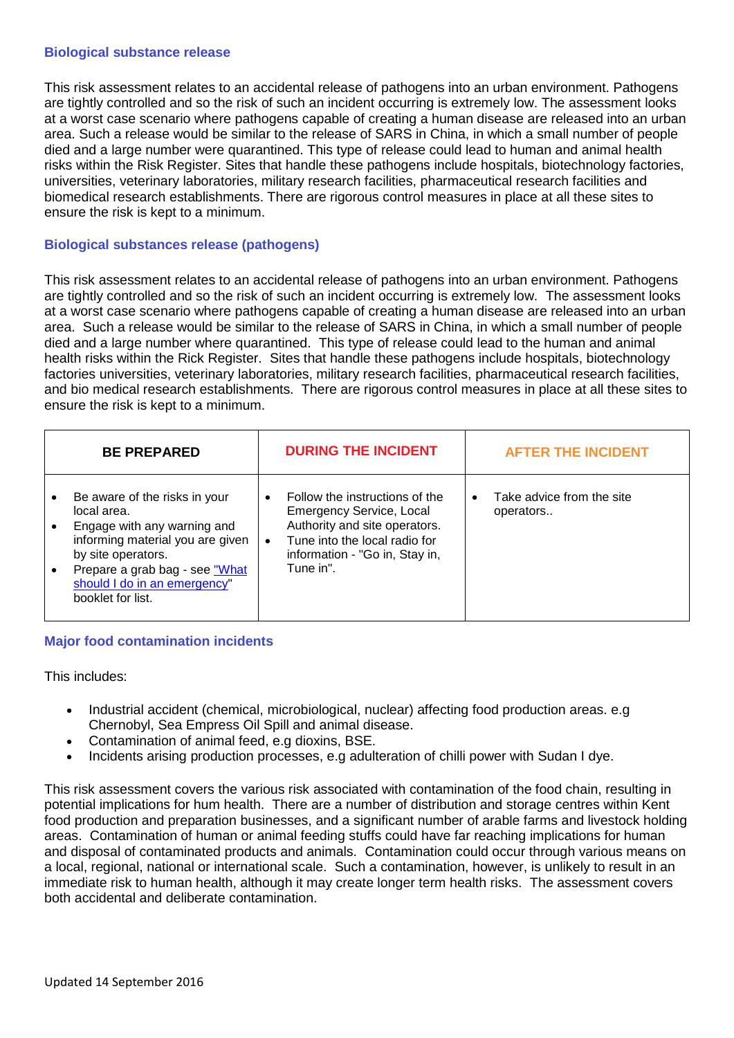### Biological substance release

This risk assessment relates to an accidental release of pathogens into an urban environment. Pathogens are tightly controlled and so the risk of such an incident occurring is extremely low. The assessment looks at a worst case scenario where pathogens capable of creating a human disease are released into an urban area. Such a release would be similar to the release of SARS in China, in which a small number of people died and a large number were quarantined. This type of release could lead to human and animal health risks within the Risk Register. Sites that handle these pathogens include hospitals, biotechnology factories, universities, veterinary laboratories, military research facilities, pharmaceutical research facilities and biomedical research establishments. There are rigorous control measures in place at all these sites to ensure the risk is kept to a minimum.

### Biological substances release (pathogens)

This risk assessment relates to an accidental release of pathogens into an urban environment. Pathogens are tightly controlled and so the risk of such an incident occurring is extremely low. The assessment looks at a worst case scenario where pathogens capable of creating a human disease are released into an urban area. Such a release would be similar to the release of SARS in China, in which a small number of people died and a large number where quarantined. This type of release could lead to the human and animal health risks within the Rick Register. Sites that handle these pathogens include hospitals, biotechnology factories universities, veterinary laboratories, military research facilities, pharmaceutical research facilities, and bio medical research establishments. There are rigorous control measures in place at all these sites to ensure the risk is kept to a minimum.

| BE PREPARED | DURING THE INCIDENT | AFTER THE INCIDENT |
|---|---|---|
| • Be aware of the risks in your local area.<br>• Engage with any warning and informing material you are given by site operators.<br>• Prepare a grab bag - see "What should I do in an emergency" booklet for list. | • Follow the instructions of the Emergency Service, Local Authority and site operators.<br>• Tune into the local radio for information - "Go in, Stay in, Tune in". | • Take advice from the site operators.. |

### Major food contamination incidents

This includes:

- Industrial accident (chemical, microbiological, nuclear) affecting food production areas. e.g Chernobyl, Sea Empress Oil Spill and animal disease.
- Contamination of animal feed, e.g dioxins, BSE.
- Incidents arising production processes, e.g adulteration of chilli power with Sudan I dye.

This risk assessment covers the various risk associated with contamination of the food chain, resulting in potential implications for hum health. There are a number of distribution and storage centres within Kent food production and preparation businesses, and a significant number of arable farms and livestock holding areas. Contamination of human or animal feeding stuffs could have far reaching implications for human and disposal of contaminated products and animals. Contamination could occur through various means on a local, regional, national or international scale. Such a contamination, however, is unlikely to result in an immediate risk to human health, although it may create longer term health risks. The assessment covers both accidental and deliberate contamination.

Updated 14 September 2016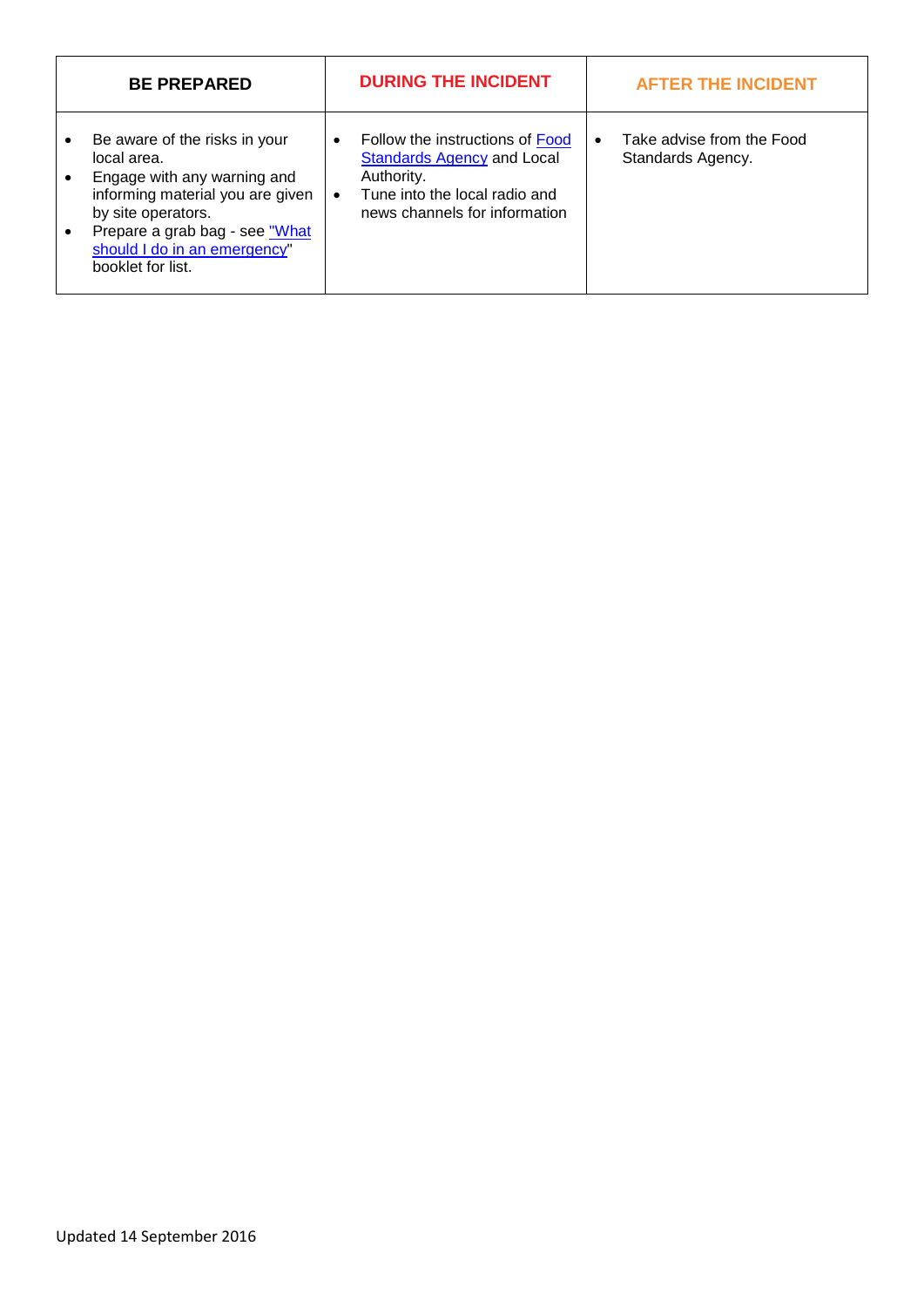| BE PREPARED | DURING THE INCIDENT | AFTER THE INCIDENT |
|---|---|---|
| • Be aware of the risks in your local area.<br>• Engage with any warning and informing material you are given by site operators.<br>• Prepare a grab bag - see "What should I do in an emergency" booklet for list. | • Follow the instructions of Food Standards Agency and Local Authority.<br>• Tune into the local radio and news channels for information | • Take advise from the Food Standards Agency. |

Updated 14 September 2016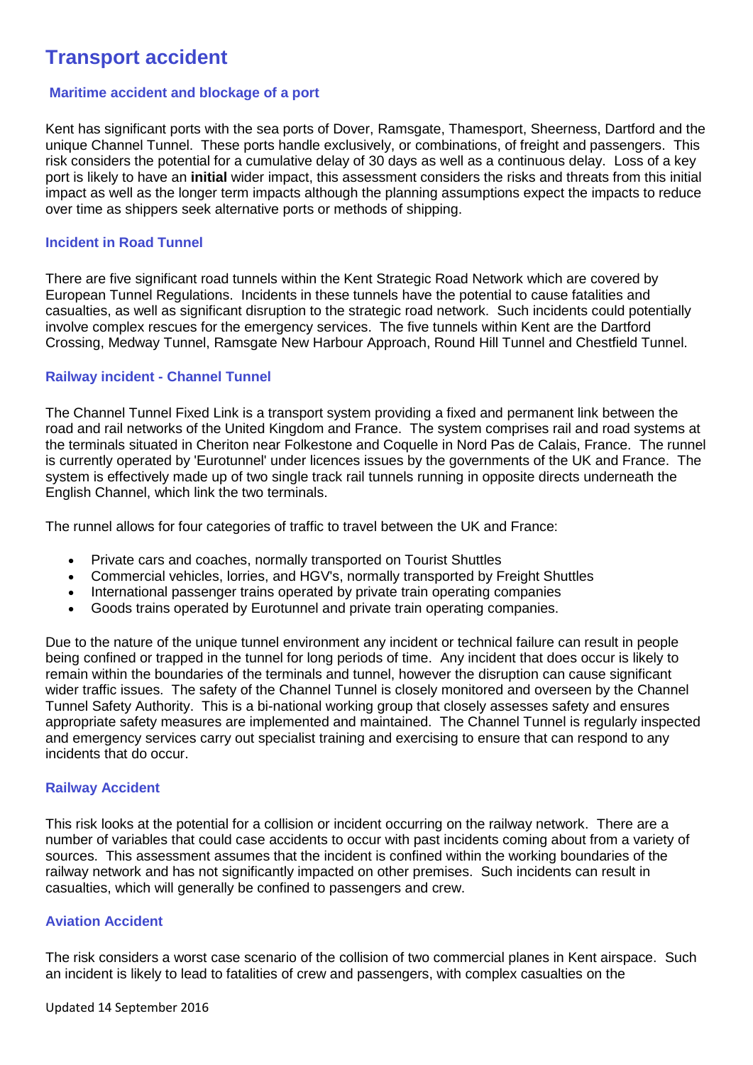# Transport accident

### Maritime accident and blockage of a port

Kent has significant ports with the sea ports of Dover, Ramsgate, Thamesport, Sheerness, Dartford and the unique Channel Tunnel. These ports handle exclusively, or combinations, of freight and passengers. This risk considers the potential for a cumulative delay of 30 days as well as a continuous delay. Loss of a key port is likely to have an **initial** wider impact, this assessment considers the risks and threats from this initial impact as well as the longer term impacts although the planning assumptions expect the impacts to reduce over time as shippers seek alternative ports or methods of shipping.

### Incident in Road Tunnel

There are five significant road tunnels within the Kent Strategic Road Network which are covered by European Tunnel Regulations. Incidents in these tunnels have the potential to cause fatalities and casualties, as well as significant disruption to the strategic road network. Such incidents could potentially involve complex rescues for the emergency services. The five tunnels within Kent are the Dartford Crossing, Medway Tunnel, Ramsgate New Harbour Approach, Round Hill Tunnel and Chestfield Tunnel.

### Railway incident - Channel Tunnel

The Channel Tunnel Fixed Link is a transport system providing a fixed and permanent link between the road and rail networks of the United Kingdom and France. The system comprises rail and road systems at the terminals situated in Cheriton near Folkestone and Coquelle in Nord Pas de Calais, France. The runnel is currently operated by 'Eurotunnel' under licences issues by the governments of the UK and France. The system is effectively made up of two single track rail tunnels running in opposite directs underneath the English Channel, which link the two terminals.

The runnel allows for four categories of traffic to travel between the UK and France:

- Private cars and coaches, normally transported on Tourist Shuttles
- Commercial vehicles, lorries, and HGV's, normally transported by Freight Shuttles
- International passenger trains operated by private train operating companies
- Goods trains operated by Eurotunnel and private train operating companies.

Due to the nature of the unique tunnel environment any incident or technical failure can result in people being confined or trapped in the tunnel for long periods of time. Any incident that does occur is likely to remain within the boundaries of the terminals and tunnel, however the disruption can cause significant wider traffic issues. The safety of the Channel Tunnel is closely monitored and overseen by the Channel Tunnel Safety Authority. This is a bi-national working group that closely assesses safety and ensures appropriate safety measures are implemented and maintained. The Channel Tunnel is regularly inspected and emergency services carry out specialist training and exercising to ensure that can respond to any incidents that do occur.

### Railway Accident

This risk looks at the potential for a collision or incident occurring on the railway network. There are a number of variables that could case accidents to occur with past incidents coming about from a variety of sources. This assessment assumes that the incident is confined within the working boundaries of the railway network and has not significantly impacted on other premises. Such incidents can result in casualties, which will generally be confined to passengers and crew.

### Aviation Accident

The risk considers a worst case scenario of the collision of two commercial planes in Kent airspace. Such an incident is likely to lead to fatalities of crew and passengers, with complex casualties on the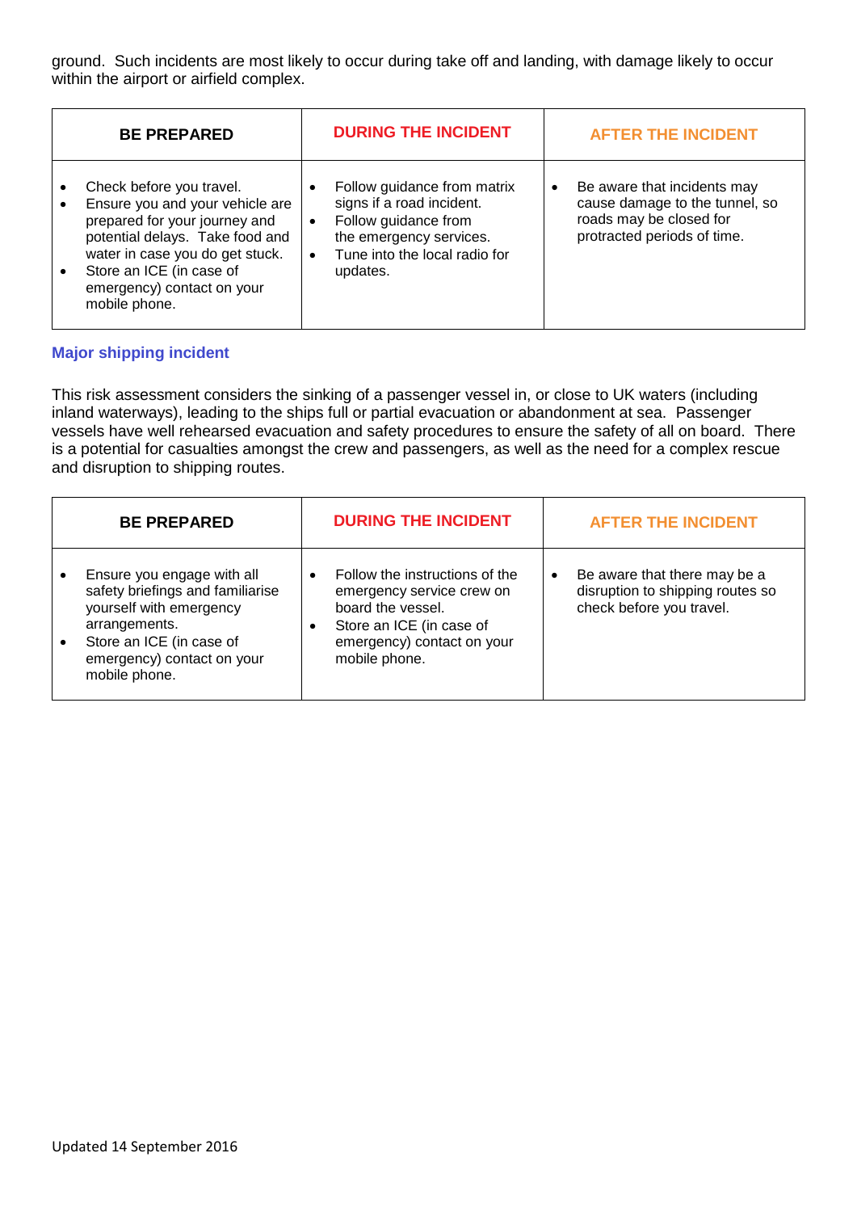ground. Such incidents are most likely to occur during take off and landing, with damage likely to occur within the airport or airfield complex.

| BE PREPARED | DURING THE INCIDENT | AFTER THE INCIDENT |
| --- | --- | --- |
| • Check before you travel.<br>• Ensure you and your vehicle are prepared for your journey and potential delays. Take food and water in case you do get stuck.<br>• Store an ICE (in case of emergency) contact on your mobile phone. | • Follow guidance from matrix signs if a road incident.<br>• Follow guidance from the emergency services.<br>• Tune into the local radio for updates. | • Be aware that incidents may cause damage to the tunnel, so roads may be closed for protracted periods of time. |

### Major shipping incident

This risk assessment considers the sinking of a passenger vessel in, or close to UK waters (including inland waterways), leading to the ships full or partial evacuation or abandonment at sea. Passenger vessels have well rehearsed evacuation and safety procedures to ensure the safety of all on board. There is a potential for casualties amongst the crew and passengers, as well as the need for a complex rescue and disruption to shipping routes.

| BE PREPARED | DURING THE INCIDENT | AFTER THE INCIDENT |
| --- | --- | --- |
| • Ensure you engage with all safety briefings and familiarise yourself with emergency arrangements.<br>• Store an ICE (in case of emergency) contact on your mobile phone. | • Follow the instructions of the emergency service crew on board the vessel.<br>• Store an ICE (in case of emergency) contact on your mobile phone. | • Be aware that there may be a disruption to shipping routes so check before you travel. |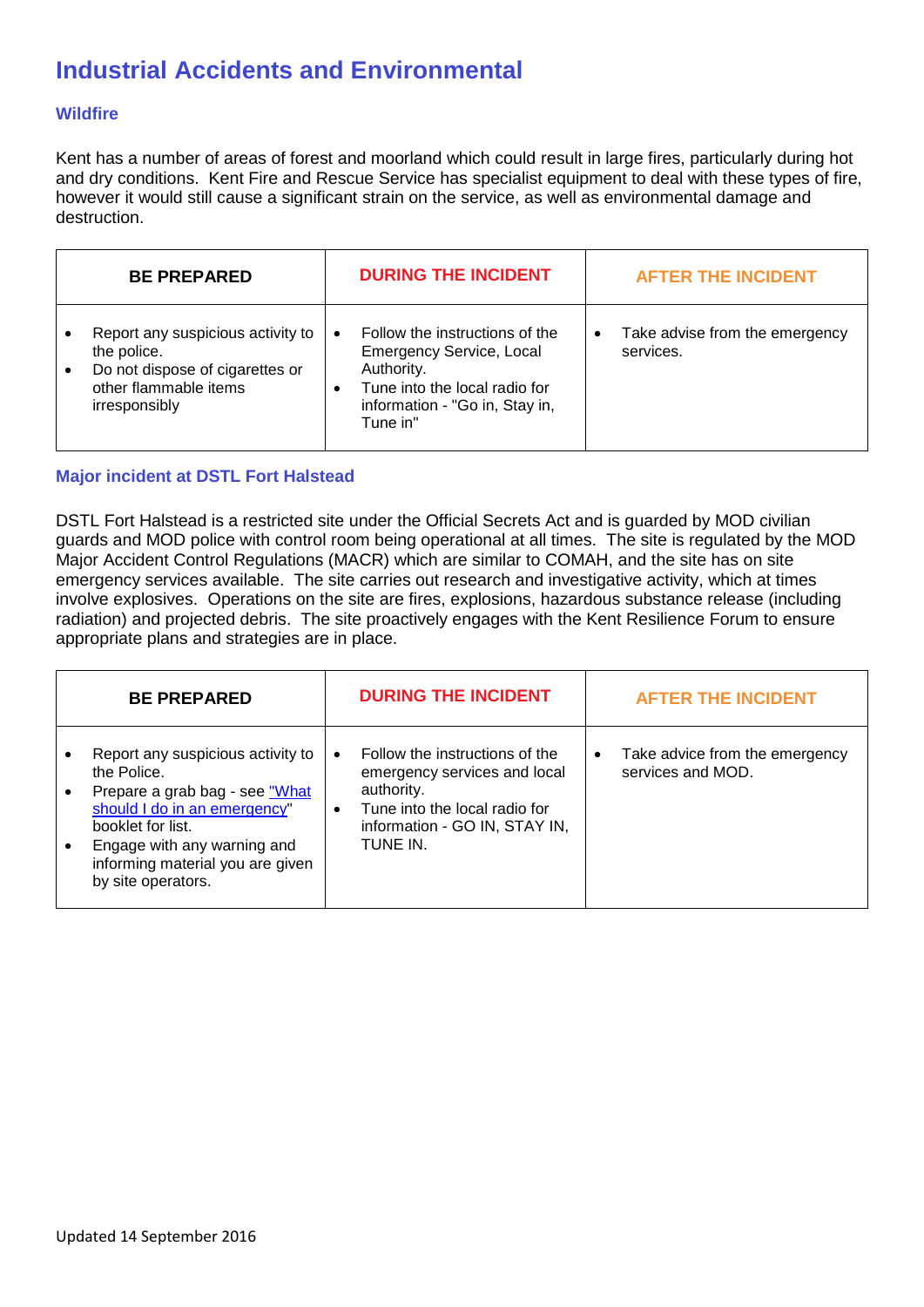# Industrial Accidents and Environmental

### Wildfire

Kent has a number of areas of forest and moorland which could result in large fires, particularly during hot and dry conditions. Kent Fire and Rescue Service has specialist equipment to deal with these types of fire, however it would still cause a significant strain on the service, as well as environmental damage and destruction.

| BE PREPARED | DURING THE INCIDENT | AFTER THE INCIDENT |
|---|---|---|
| • Report any suspicious activity to the police.<br>• Do not dispose of cigarettes or other flammable items irresponsibly | • Follow the instructions of the Emergency Service, Local Authority.<br>• Tune into the local radio for information - "Go in, Stay in, Tune in" | • Take advise from the emergency services. |

### Major incident at DSTL Fort Halstead

DSTL Fort Halstead is a restricted site under the Official Secrets Act and is guarded by MOD civilian guards and MOD police with control room being operational at all times. The site is regulated by the MOD Major Accident Control Regulations (MACR) which are similar to COMAH, and the site has on site emergency services available. The site carries out research and investigative activity, which at times involve explosives. Operations on the site are fires, explosions, hazardous substance release (including radiation) and projected debris. The site proactively engages with the Kent Resilience Forum to ensure appropriate plans and strategies are in place.

| BE PREPARED | DURING THE INCIDENT | AFTER THE INCIDENT |
|---|---|---|
| • Report any suspicious activity to the Police.<br>• Prepare a grab bag - see "What should I do in an emergency" booklet for list.<br>• Engage with any warning and informing material you are given by site operators. | • Follow the instructions of the emergency services and local authority.<br>• Tune into the local radio for information - GO IN, STAY IN, TUNE IN. | • Take advice from the emergency services and MOD. |

Updated 14 September 2016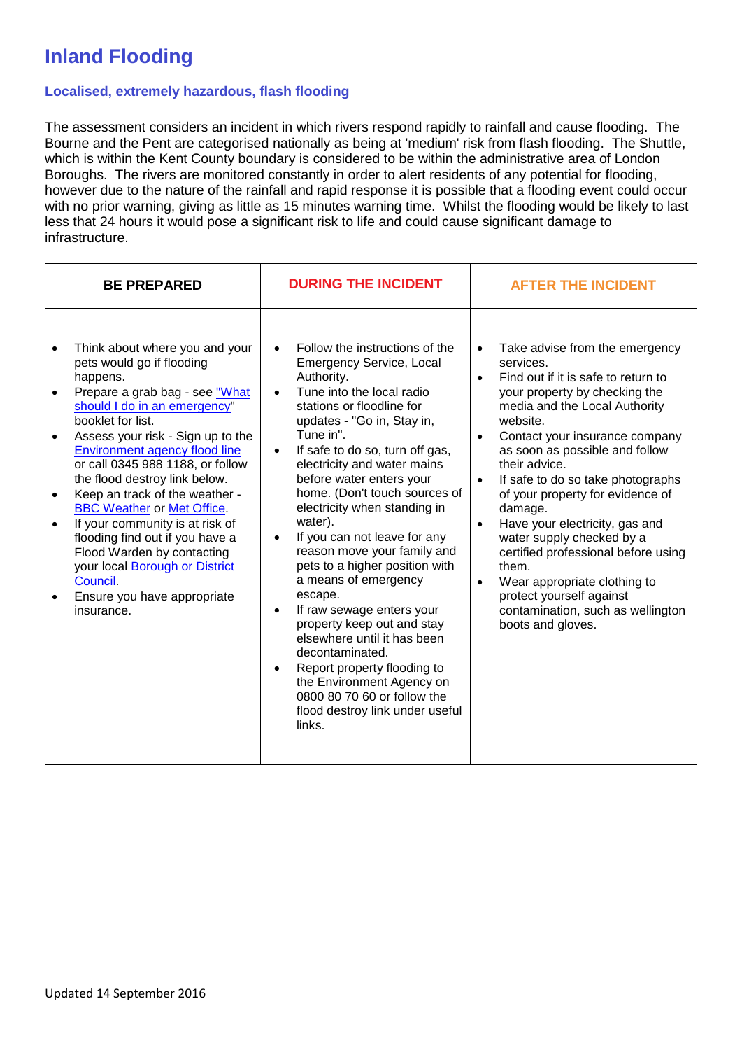# Inland Flooding

### Localised, extremely hazardous, flash flooding

The assessment considers an incident in which rivers respond rapidly to rainfall and cause flooding. The Bourne and the Pent are categorised nationally as being at 'medium' risk from flash flooding. The Shuttle, which is within the Kent County boundary is considered to be within the administrative area of London Boroughs. The rivers are monitored constantly in order to alert residents of any potential for flooding, however due to the nature of the rainfall and rapid response it is possible that a flooding event could occur with no prior warning, giving as little as 15 minutes warning time. Whilst the flooding would be likely to last less that 24 hours it would pose a significant risk to life and could cause significant damage to infrastructure.

| **BE PREPARED** | **DURING THE INCIDENT** | **AFTER THE INCIDENT** |
|---|---|---|
| • Think about where you and your pets would go if flooding happens.<br>• Prepare a grab bag - see "What should I do in an emergency" booklet for list.<br>• Assess your risk - Sign up to the Environment agency flood line or call 0345 988 1188, or follow the flood destroy link below.<br>• Keep an track of the weather - BBC Weather or Met Office.<br>• If your community is at risk of flooding find out if you have a Flood Warden by contacting your local Borough or District Council.<br>• Ensure you have appropriate insurance. | • Follow the instructions of the Emergency Service, Local Authority.<br>• Tune into the local radio stations or floodline for updates - "Go in, Stay in, Tune in".<br>• If safe to do so, turn off gas, electricity and water mains before water enters your home. (Don't touch sources of electricity when standing in water).<br>• If you can not leave for any reason move your family and pets to a higher position with a means of emergency escape.<br>• If raw sewage enters your property keep out and stay elsewhere until it has been decontaminated.<br>• Report property flooding to the Environment Agency on 0800 80 70 60 or follow the flood destroy link under useful links. | • Take advise from the emergency services.<br>• Find out if it is safe to return to your property by checking the media and the Local Authority website.<br>• Contact your insurance company as soon as possible and follow their advice.<br>• If safe to do so take photographs of your property for evidence of damage.<br>• Have your electricity, gas and water supply checked by a certified professional before using them.<br>• Wear appropriate clothing to protect yourself against contamination, such as wellington boots and gloves. |

Updated 14 September 2016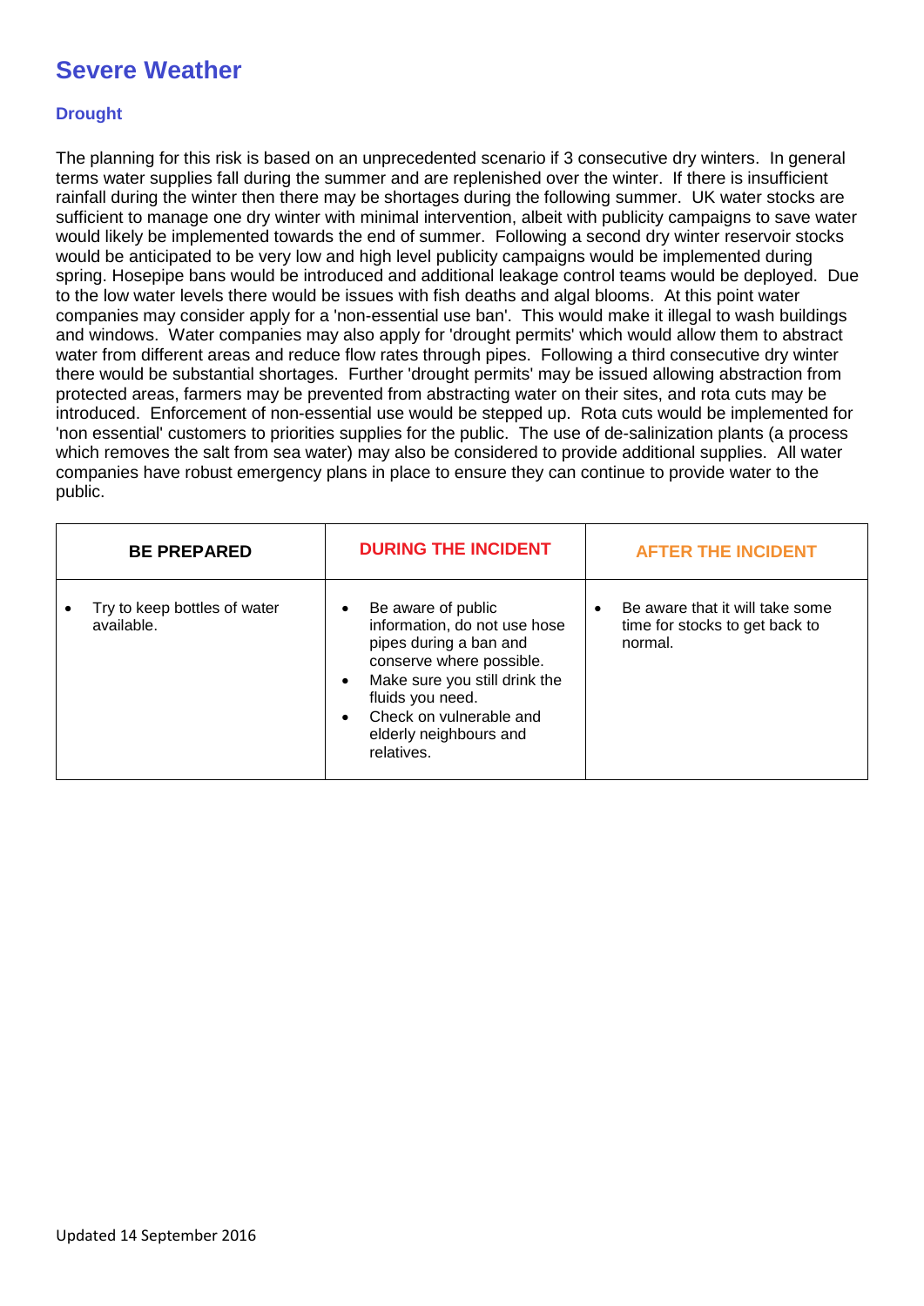# Severe Weather

## Drought

The planning for this risk is based on an unprecedented scenario if 3 consecutive dry winters. In general terms water supplies fall during the summer and are replenished over the winter. If there is insufficient rainfall during the winter then there may be shortages during the following summer. UK water stocks are sufficient to manage one dry winter with minimal intervention, albeit with publicity campaigns to save water would likely be implemented towards the end of summer. Following a second dry winter reservoir stocks would be anticipated to be very low and high level publicity campaigns would be implemented during spring. Hosepipe bans would be introduced and additional leakage control teams would be deployed. Due to the low water levels there would be issues with fish deaths and algal blooms. At this point water companies may consider apply for a 'non-essential use ban'. This would make it illegal to wash buildings and windows. Water companies may also apply for 'drought permits' which would allow them to abstract water from different areas and reduce flow rates through pipes. Following a third consecutive dry winter there would be substantial shortages. Further 'drought permits' may be issued allowing abstraction from protected areas, farmers may be prevented from abstracting water on their sites, and rota cuts may be introduced. Enforcement of non-essential use would be stepped up. Rota cuts would be implemented for 'non essential' customers to priorities supplies for the public. The use of de-salinization plants (a process which removes the salt from sea water) may also be considered to provide additional supplies. All water companies have robust emergency plans in place to ensure they can continue to provide water to the public.

| BE PREPARED | DURING THE INCIDENT | AFTER THE INCIDENT |
|---|---|---|
| • Try to keep bottles of water available. | • Be aware of public information, do not use hose pipes during a ban and conserve where possible.<br>• Make sure you still drink the fluids you need.<br>• Check on vulnerable and elderly neighbours and relatives. | • Be aware that it will take some time for stocks to get back to normal. |

Updated 14 September 2016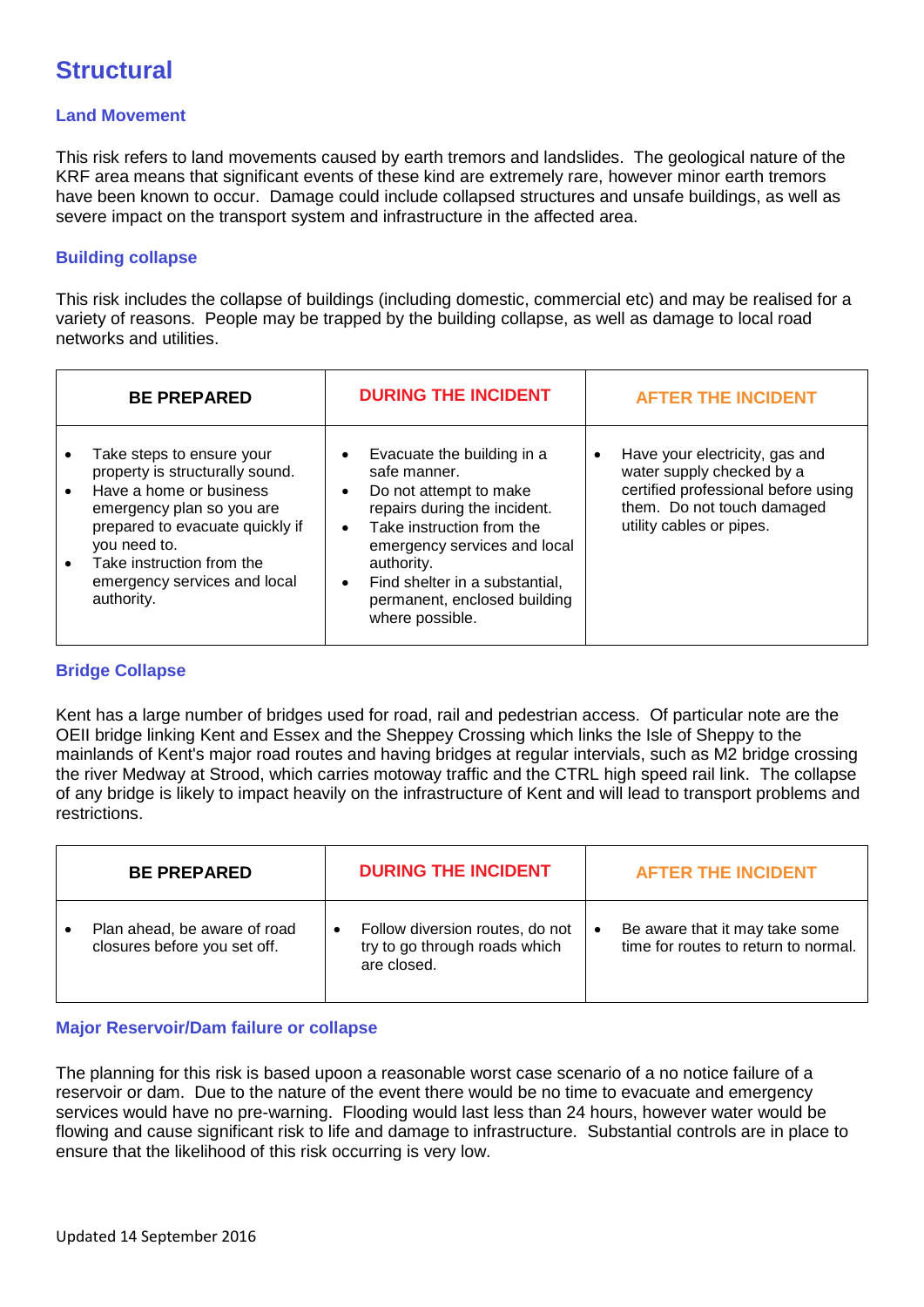# Structural

### Land Movement

This risk refers to land movements caused by earth tremors and landslides. The geological nature of the KRF area means that significant events of these kind are extremely rare, however minor earth tremors have been known to occur. Damage could include collapsed structures and unsafe buildings, as well as severe impact on the transport system and infrastructure in the affected area.

### Building collapse

This risk includes the collapse of buildings (including domestic, commercial etc) and may be realised for a variety of reasons. People may be trapped by the building collapse, as well as damage to local road networks and utilities.

| BE PREPARED | DURING THE INCIDENT | AFTER THE INCIDENT |
|---|---|---|
| • Take steps to ensure your property is structurally sound.<br>• Have a home or business emergency plan so you are prepared to evacuate quickly if you need to.<br>• Take instruction from the emergency services and local authority. | • Evacuate the building in a safe manner.<br>• Do not attempt to make repairs during the incident.<br>• Take instruction from the emergency services and local authority.<br>• Find shelter in a substantial, permanent, enclosed building where possible. | • Have your electricity, gas and water supply checked by a certified professional before using them. Do not touch damaged utility cables or pipes. |

### Bridge Collapse

Kent has a large number of bridges used for road, rail and pedestrian access. Of particular note are the OEII bridge linking Kent and Essex and the Sheppey Crossing which links the Isle of Sheppy to the mainlands of Kent's major road routes and having bridges at regular intervals, such as M2 bridge crossing the river Medway at Strood, which carries motoway traffic and the CTRL high speed rail link. The collapse of any bridge is likely to impact heavily on the infrastructure of Kent and will lead to transport problems and restrictions.

| BE PREPARED | DURING THE INCIDENT | AFTER THE INCIDENT |
|---|---|---|
| • Plan ahead, be aware of road closures before you set off. | • Follow diversion routes, do not try to go through roads which are closed. | • Be aware that it may take some time for routes to return to normal. |

### Major Reservoir/Dam failure or collapse

The planning for this risk is based upoon a reasonable worst case scenario of a no notice failure of a reservoir or dam. Due to the nature of the event there would be no time to evacuate and emergency services would have no pre-warning. Flooding would last less than 24 hours, however water would be flowing and cause significant risk to life and damage to infrastructure. Substantial controls are in place to ensure that the likelihood of this risk occurring is very low.

Updated 14 September 2016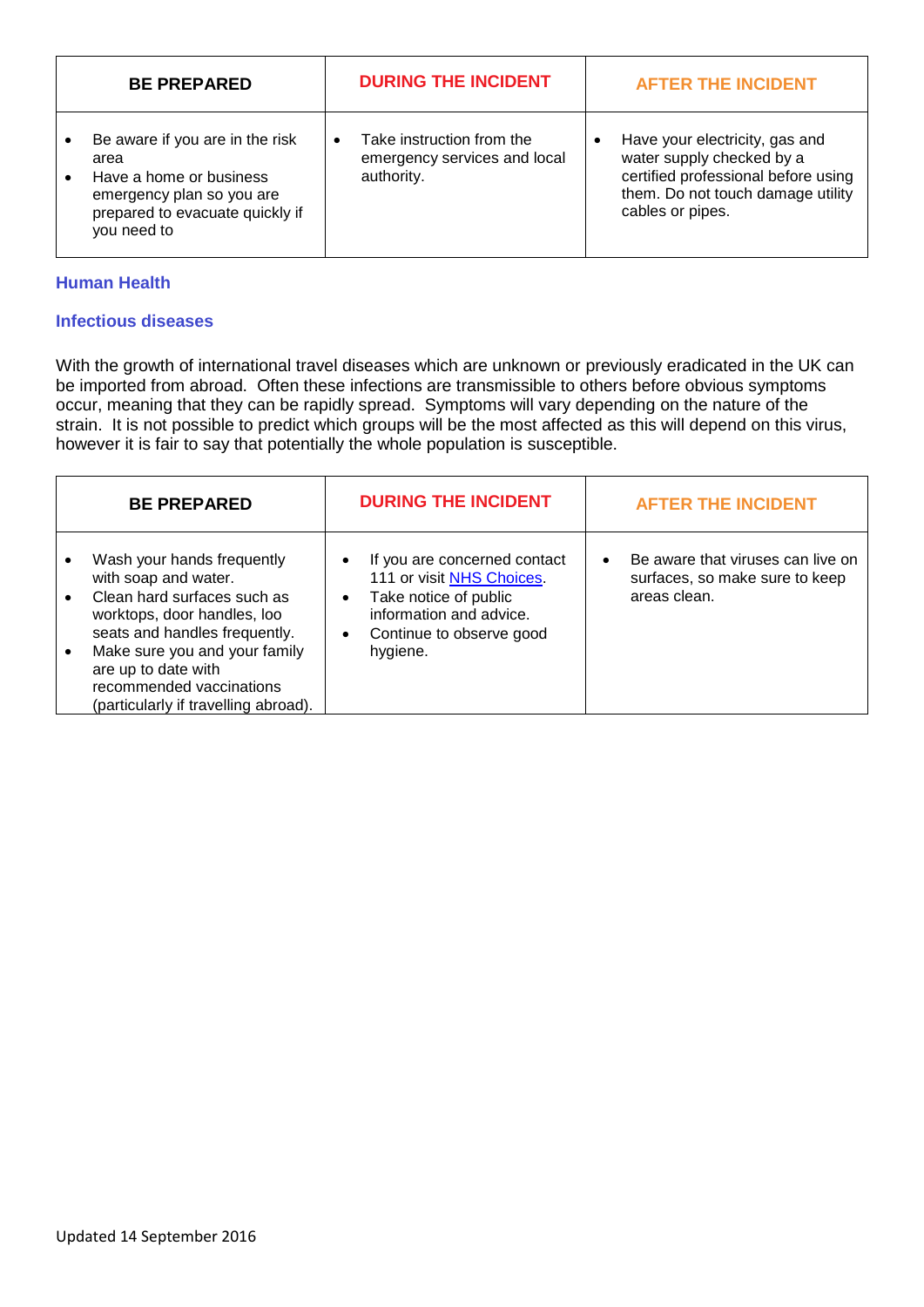| BE PREPARED | DURING THE INCIDENT | AFTER THE INCIDENT |
|---|---|---|
| • Be aware if you are in the risk area<br>• Have a home or business emergency plan so you are prepared to evacuate quickly if you need to | • Take instruction from the emergency services and local authority. | • Have your electricity, gas and water supply checked by a certified professional before using them. Do not touch damage utility cables or pipes. |

## Human Health

### Infectious diseases

With the growth of international travel diseases which are unknown or previously eradicated in the UK can be imported from abroad. Often these infections are transmissible to others before obvious symptoms occur, meaning that they can be rapidly spread. Symptoms will vary depending on the nature of the strain. It is not possible to predict which groups will be the most affected as this will depend on this virus, however it is fair to say that potentially the whole population is susceptible.

| BE PREPARED | DURING THE INCIDENT | AFTER THE INCIDENT |
|---|---|---|
| • Wash your hands frequently with soap and water.<br>• Clean hard surfaces such as worktops, door handles, loo seats and handles frequently.<br>• Make sure you and your family are up to date with recommended vaccinations (particularly if travelling abroad). | • If you are concerned contact 111 or visit NHS Choices.<br>• Take notice of public information and advice.<br>• Continue to observe good hygiene. | • Be aware that viruses can live on surfaces, so make sure to keep areas clean. |

Updated 14 September 2016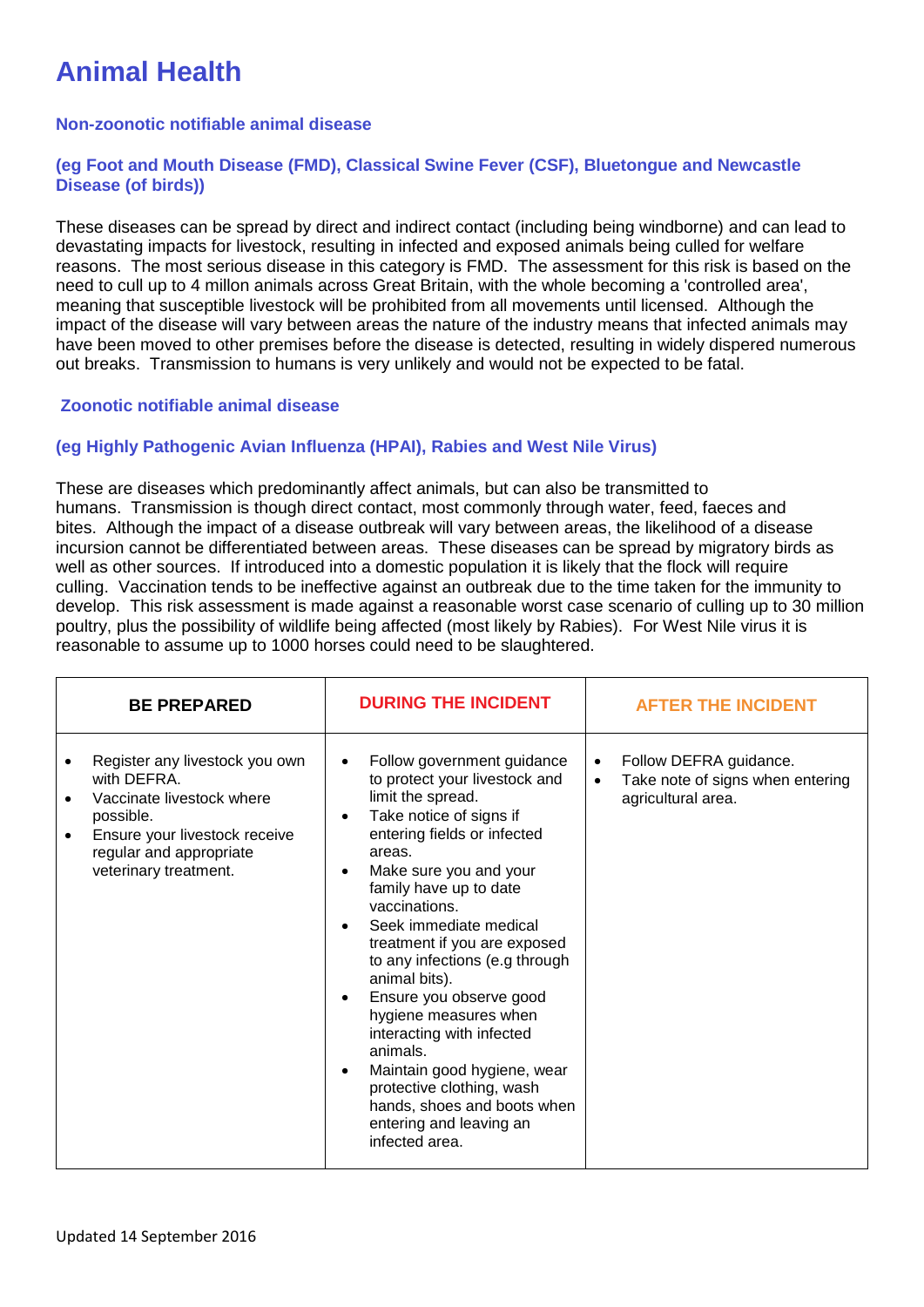# Animal Health

### Non-zoonotic notifiable animal disease

### (eg Foot and Mouth Disease (FMD), Classical Swine Fever (CSF), Bluetongue and Newcastle Disease (of birds))

These diseases can be spread by direct and indirect contact (including being windborne) and can lead to devastating impacts for livestock, resulting in infected and exposed animals being culled for welfare reasons. The most serious disease in this category is FMD. The assessment for this risk is based on the need to cull up to 4 millon animals across Great Britain, with the whole becoming a 'controlled area', meaning that susceptible livestock will be prohibited from all movements until licensed. Although the impact of the disease will vary between areas the nature of the industry means that infected animals may have been moved to other premises before the disease is detected, resulting in widely dispered numerous out breaks. Transmission to humans is very unlikely and would not be expected to be fatal.

### Zoonotic notifiable animal disease

### (eg Highly Pathogenic Avian Influenza (HPAI), Rabies and West Nile Virus)

These are diseases which predominantly affect animals, but can also be transmitted to humans. Transmission is though direct contact, most commonly through water, feed, faeces and bites. Although the impact of a disease outbreak will vary between areas, the likelihood of a disease incursion cannot be differentiated between areas. These diseases can be spread by migratory birds as well as other sources. If introduced into a domestic population it is likely that the flock will require culling. Vaccination tends to be ineffective against an outbreak due to the time taken for the immunity to develop. This risk assessment is made against a reasonable worst case scenario of culling up to 30 million poultry, plus the possibility of wildlife being affected (most likely by Rabies). For West Nile virus it is reasonable to assume up to 1000 horses could need to be slaughtered.

| BE PREPARED | DURING THE INCIDENT | AFTER THE INCIDENT |
|---|---|---|
| • Register any livestock you own with DEFRA.<br>• Vaccinate livestock where possible.<br>• Ensure your livestock receive regular and appropriate veterinary treatment. | • Follow government guidance to protect your livestock and limit the spread.<br>• Take notice of signs if entering fields or infected areas.<br>• Make sure you and your family have up to date vaccinations.<br>• Seek immediate medical treatment if you are exposed to any infections (e.g through animal bits).<br>• Ensure you observe good hygiene measures when interacting with infected animals.<br>• Maintain good hygiene, wear protective clothing, wash hands, shoes and boots when entering and leaving an infected area. | • Follow DEFRA guidance.<br>• Take note of signs when entering agricultural area. |

Updated 14 September 2016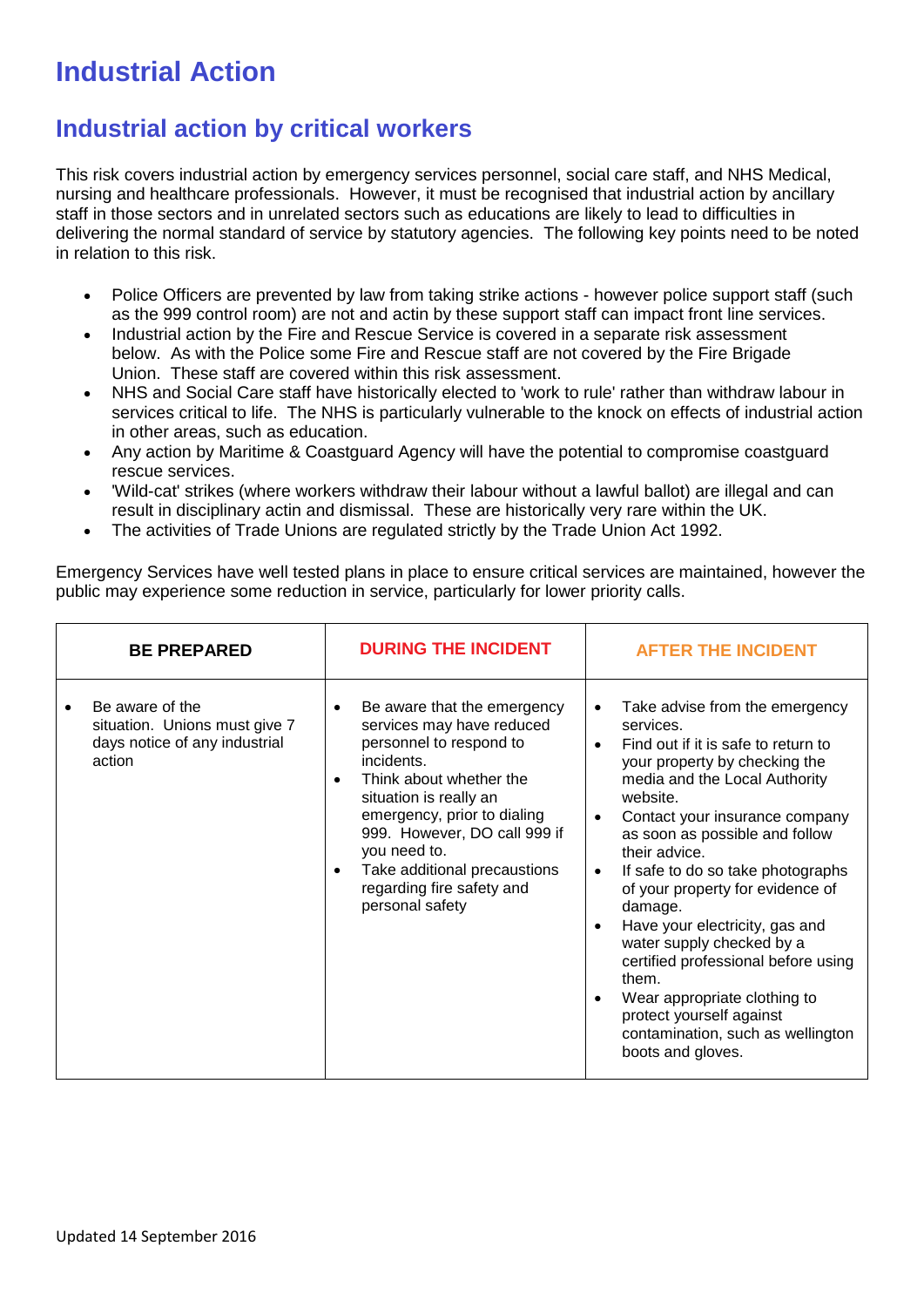# Industrial Action

## Industrial action by critical workers

This risk covers industrial action by emergency services personnel, social care staff, and NHS Medical, nursing and healthcare professionals. However, it must be recognised that industrial action by ancillary staff in those sectors and in unrelated sectors such as educations are likely to lead to difficulties in delivering the normal standard of service by statutory agencies. The following key points need to be noted in relation to this risk.

- Police Officers are prevented by law from taking strike actions - however police support staff (such as the 999 control room) are not and actin by these support staff can impact front line services.
- Industrial action by the Fire and Rescue Service is covered in a separate risk assessment below. As with the Police some Fire and Rescue staff are not covered by the Fire Brigade Union. These staff are covered within this risk assessment.
- NHS and Social Care staff have historically elected to 'work to rule' rather than withdraw labour in services critical to life. The NHS is particularly vulnerable to the knock on effects of industrial action in other areas, such as education.
- Any action by Maritime & Coastguard Agency will have the potential to compromise coastguard rescue services.
- 'Wild-cat' strikes (where workers withdraw their labour without a lawful ballot) are illegal and can result in disciplinary actin and dismissal. These are historically very rare within the UK.
- The activities of Trade Unions are regulated strictly by the Trade Union Act 1992.

Emergency Services have well tested plans in place to ensure critical services are maintained, however the public may experience some reduction in service, particularly for lower priority calls.

| BE PREPARED | DURING THE INCIDENT | AFTER THE INCIDENT |
|---|---|---|
| • Be aware of the situation. Unions must give 7 days notice of any industrial action | • Be aware that the emergency services may have reduced personnel to respond to incidents.<br>• Think about whether the situation is really an emergency, prior to dialing 999. However, DO call 999 if you need to.<br>• Take additional precaustions regarding fire safety and personal safety | • Take advise from the emergency services.<br>• Find out if it is safe to return to your property by checking the media and the Local Authority website.<br>• Contact your insurance company as soon as possible and follow their advice.<br>• If safe to do so take photographs of your property for evidence of damage.<br>• Have your electricity, gas and water supply checked by a certified professional before using them.<br>• Wear appropriate clothing to protect yourself against contamination, such as wellington boots and gloves. |

Updated 14 September 2016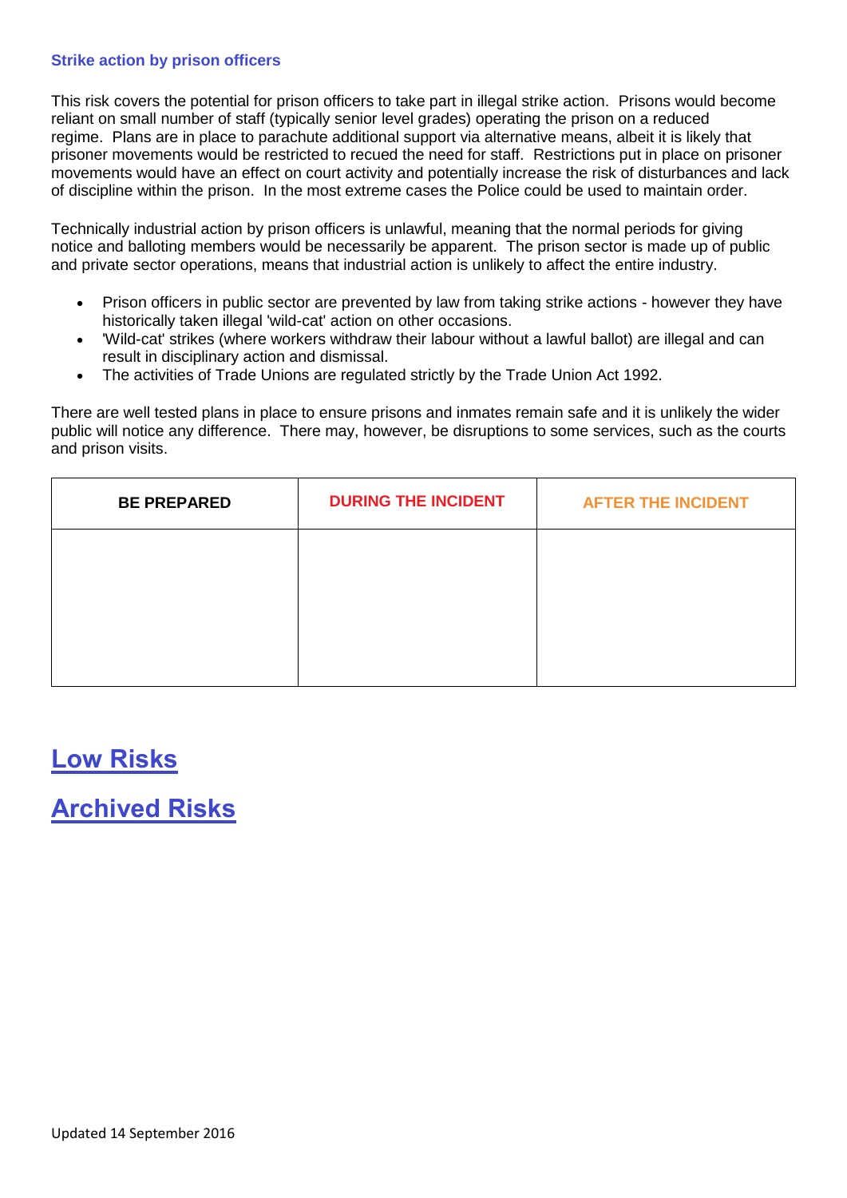### Strike action by prison officers

This risk covers the potential for prison officers to take part in illegal strike action. Prisons would become reliant on small number of staff (typically senior level grades) operating the prison on a reduced regime. Plans are in place to parachute additional support via alternative means, albeit it is likely that prisoner movements would be restricted to recued the need for staff. Restrictions put in place on prisoner movements would have an effect on court activity and potentially increase the risk of disturbances and lack of discipline within the prison. In the most extreme cases the Police could be used to maintain order.

Technically industrial action by prison officers is unlawful, meaning that the normal periods for giving notice and balloting members would be necessarily be apparent. The prison sector is made up of public and private sector operations, means that industrial action is unlikely to affect the entire industry.

- Prison officers in public sector are prevented by law from taking strike actions - however they have historically taken illegal 'wild-cat' action on other occasions.
- 'Wild-cat' strikes (where workers withdraw their labour without a lawful ballot) are illegal and can result in disciplinary action and dismissal.
- The activities of Trade Unions are regulated strictly by the Trade Union Act 1992.

There are well tested plans in place to ensure prisons and inmates remain safe and it is unlikely the wider public will notice any difference. There may, however, be disruptions to some services, such as the courts and prison visits.

| BE PREPARED | DURING THE INCIDENT | AFTER THE INCIDENT |
|---|---|---|
| | | |

## Low Risks

## Archived Risks

Updated 14 September 2016